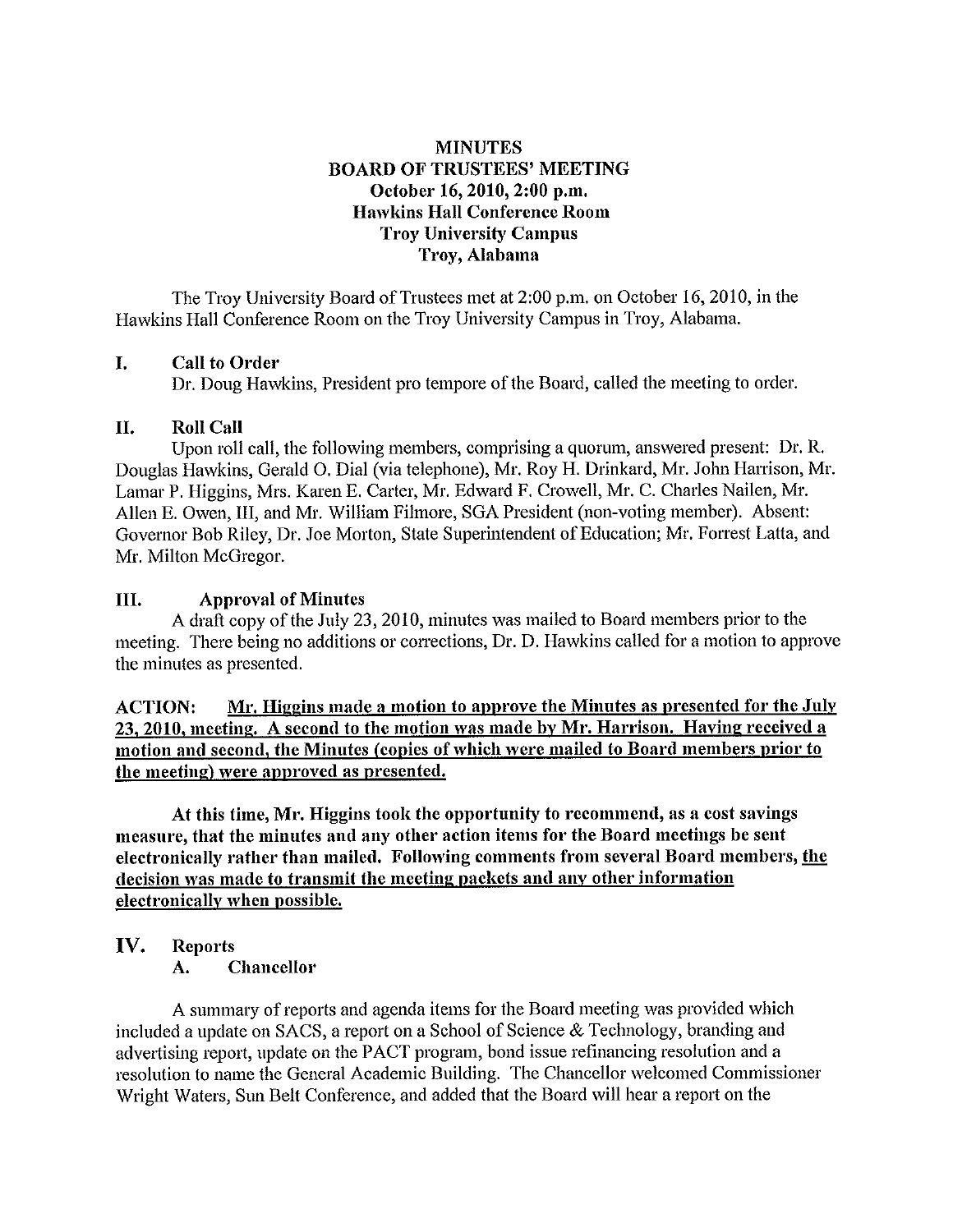# MINUTES
## BOARD OF TRUSTEES' MEETING
### October 16, 2010, 2:00 p.m.
### Hawkins Hall Conference Room
### Troy University Campus
### Troy, Alabama

The Troy University Board of Trustees met at 2:00 p.m. on October 16, 2010, in the Hawkins Hall Conference Room on the Troy University Campus in Troy, Alabama.

## I. Call to Order

Dr. Doug Hawkins, President pro tempore of the Board, called the meeting to order.

## II. Roll Call

Upon roll call, the following members, comprising a quorum, answered present: Dr. R. Douglas Hawkins, Gerald O. Dial (via telephone), Mr. Roy H. Drinkard, Mr. John Harrison, Mr. Lamar P. Higgins, Mrs. Karen E. Carter, Mr. Edward F. Crowell, Mr. C. Charles Nailen, Mr. Allen E. Owen, III, and Mr. William Filmore, SGA President (non-voting member). Absent: Governor Bob Riley, Dr. Joe Morton, State Superintendent of Education; Mr. Forrest Latta, and Mr. Milton McGregor.

## III. Approval of Minutes

A draft copy of the July 23, 2010, minutes was mailed to Board members prior to the meeting. There being no additions or corrections, Dr. D. Hawkins called for a motion to approve the minutes as presented.

**ACTION: <u>Mr. Higgins made a motion to approve the Minutes as presented for the July 23, 2010, meeting. A second to the motion was made by Mr. Harrison. Having received a motion and second, the Minutes (copies of which were mailed to Board members prior to the meeting) were approved as presented.</u>**

**At this time, Mr. Higgins took the opportunity to recommend, as a cost savings measure, that the minutes and any other action items for the Board meetings be sent electronically rather than mailed. Following comments from several Board members, <u>the decision was made to transmit the meeting packets and any other information electronically when possible.</u>**

## IV. Reports

### A. Chancellor

A summary of reports and agenda items for the Board meeting was provided which included a update on SACS, a report on a School of Science & Technology, branding and advertising report, update on the PACT program, bond issue refinancing resolution and a resolution to name the General Academic Building. The Chancellor welcomed Commissioner Wright Waters, Sun Belt Conference, and added that the Board will hear a report on the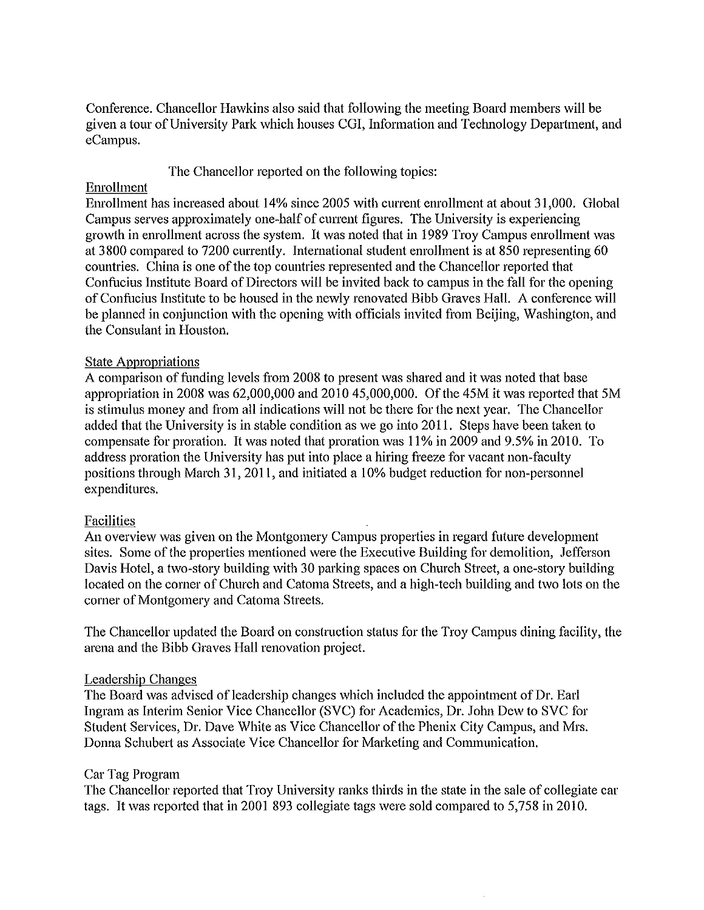Conference. Chancellor Hawkins also said that following the meeting Board members will be given a tour of University Park which houses CGI, Information and Technology Department, and eCampus.

The Chancellor reported on the following topics:

Enrollment

Enrollment has increased about 14% since 2005 with current enrollment at about 31,000. Global Campus serves approximately one-half of current figures. The University is experiencing growth in enrollment across the system. It was noted that in 1989 Troy Campus enrollment was at 3800 compared to 7200 currently. International student enrollment is at 850 representing 60 countries. China is one of the top countries represented and the Chancellor reported that Confucius Institute Board of Directors will be invited back to campus in the fall for the opening of Confucius Institute to be housed in the newly renovated Bibb Graves Hall. A conference will be planned in conjunction with the opening with officials invited from Beijing, Washington, and the Consulant in Houston.

State Appropriations

A comparison of funding levels from 2008 to present was shared and it was noted that base appropriation in 2008 was 62,000,000 and 2010 45,000,000. Of the 45M it was reported that 5M is stimulus money and from all indications will not be there for the next year. The Chancellor added that the University is in stable condition as we go into 2011. Steps have been taken to compensate for proration. It was noted that proration was 11% in 2009 and 9.5% in 2010. To address proration the University has put into place a hiring freeze for vacant non-faculty positions through March 31, 2011, and initiated a 10% budget reduction for non-personnel expenditures.

Facilities

An overview was given on the Montgomery Campus properties in regard future development sites. Some of the properties mentioned were the Executive Building for demolition, Jefferson Davis Hotel, a two-story building with 30 parking spaces on Church Street, a one-story building located on the corner of Church and Catoma Streets, and a high-tech building and two lots on the corner of Montgomery and Catoma Streets.

The Chancellor updated the Board on construction status for the Troy Campus dining facility, the arena and the Bibb Graves Hall renovation project.

Leadership Changes

The Board was advised of leadership changes which included the appointment of Dr. Earl Ingram as Interim Senior Vice Chancellor (SVC) for Academics, Dr. John Dew to SVC for Student Services, Dr. Dave White as Vice Chancellor of the Phenix City Campus, and Mrs. Donna Schubert as Associate Vice Chancellor for Marketing and Communication.

Car Tag Program

The Chancellor reported that Troy University ranks thirds in the state in the sale of collegiate car tags. It was reported that in 2001 893 collegiate tags were sold compared to 5,758 in 2010.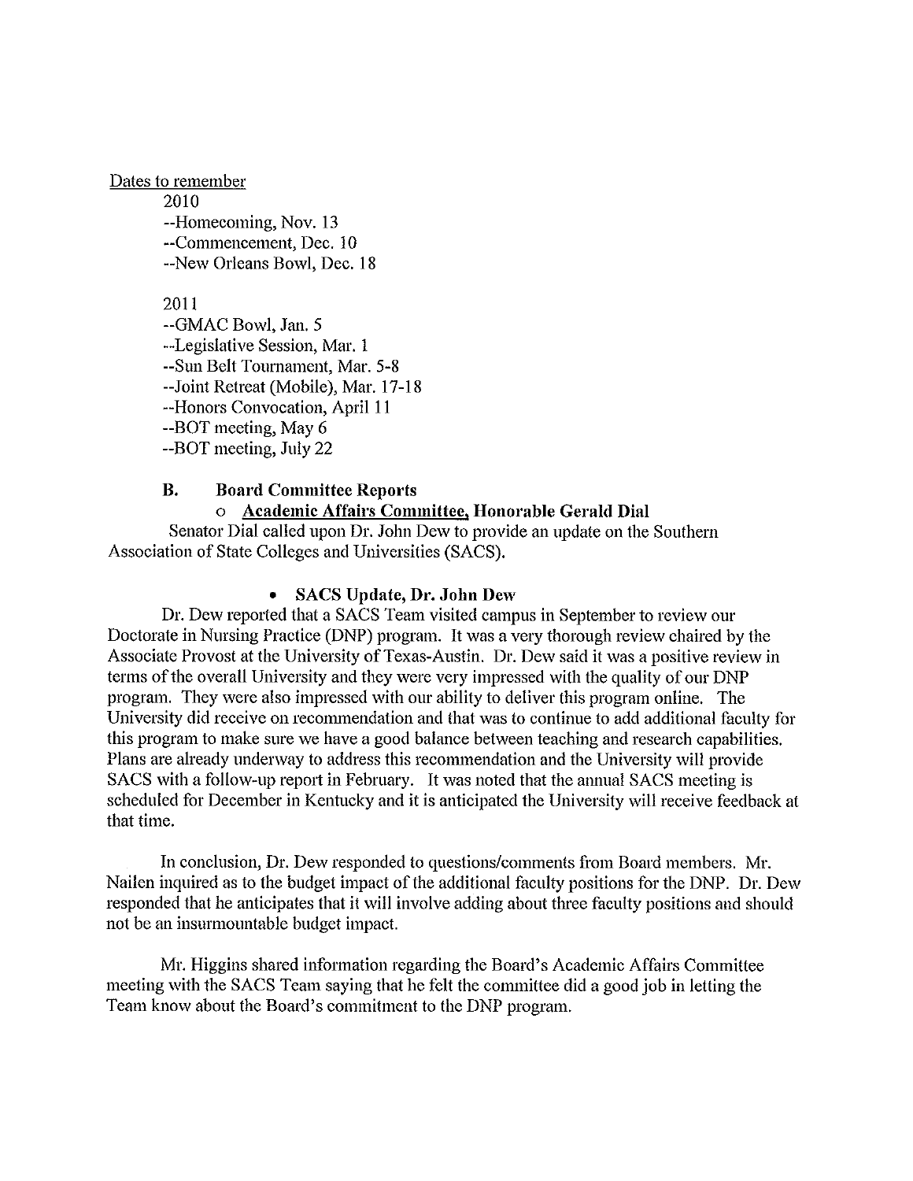Dates to remember

2010

--Homecoming, Nov. 13
--Commencement, Dec. 10
--New Orleans Bowl, Dec. 18

2011

--GMAC Bowl, Jan. 5
--Legislative Session, Mar. 1
--Sun Belt Tournament, Mar. 5-8
--Joint Retreat (Mobile), Mar. 17-18
--Honors Convocation, April 11
--BOT meeting, May 6
--BOT meeting, July 22

**B. Board Committee Reports**

- **Academic Affairs Committee, Honorable Gerald Dial**

Senator Dial called upon Dr. John Dew to provide an update on the Southern Association of State Colleges and Universities (SACS).

- **SACS Update, Dr. John Dew**

Dr. Dew reported that a SACS Team visited campus in September to review our Doctorate in Nursing Practice (DNP) program. It was a very thorough review chaired by the Associate Provost at the University of Texas-Austin. Dr. Dew said it was a positive review in terms of the overall University and they were very impressed with the quality of our DNP program. They were also impressed with our ability to deliver this program online. The University did receive on recommendation and that was to continue to add additional faculty for this program to make sure we have a good balance between teaching and research capabilities. Plans are already underway to address this recommendation and the University will provide SACS with a follow-up report in February. It was noted that the annual SACS meeting is scheduled for December in Kentucky and it is anticipated the University will receive feedback at that time.

In conclusion, Dr. Dew responded to questions/comments from Board members. Mr. Nailen inquired as to the budget impact of the additional faculty positions for the DNP. Dr. Dew responded that he anticipates that it will involve adding about three faculty positions and should not be an insurmountable budget impact.

Mr. Higgins shared information regarding the Board's Academic Affairs Committee meeting with the SACS Team saying that he felt the committee did a good job in letting the Team know about the Board's commitment to the DNP program.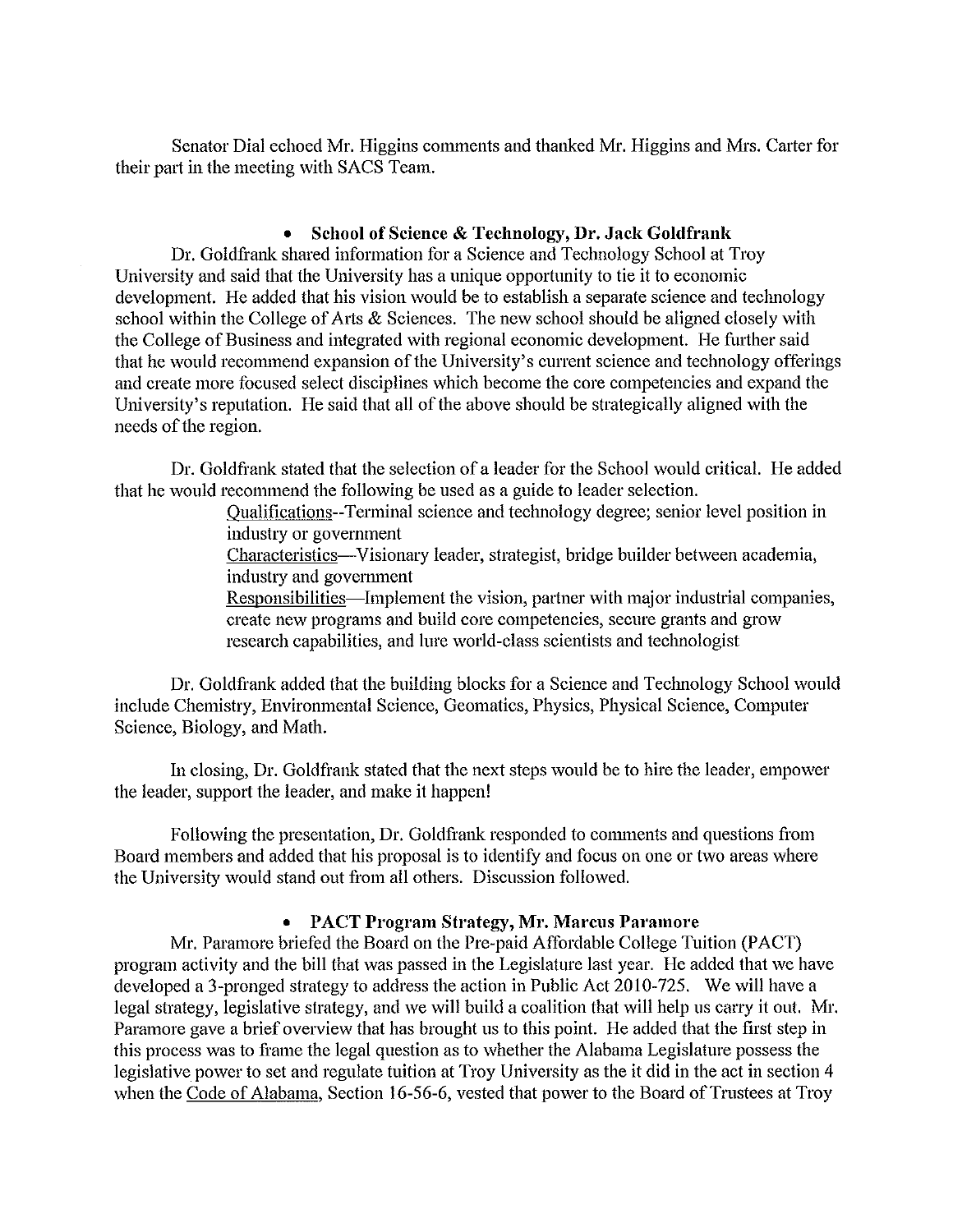Senator Dial echoed Mr. Higgins comments and thanked Mr. Higgins and Mrs. Carter for their part in the meeting with SACS Team.

- **School of Science & Technology, Dr. Jack Goldfrank**

Dr. Goldfrank shared information for a Science and Technology School at Troy University and said that the University has a unique opportunity to tie it to economic development. He added that his vision would be to establish a separate science and technology school within the College of Arts & Sciences. The new school should be aligned closely with the College of Business and integrated with regional economic development. He further said that he would recommend expansion of the University's current science and technology offerings and create more focused select disciplines which become the core competencies and expand the University's reputation. He said that all of the above should be strategically aligned with the needs of the region.

Dr. Goldfrank stated that the selection of a leader for the School would critical. He added that he would recommend the following be used as a guide to leader selection.

Qualifications--Terminal science and technology degree; senior level position in industry or government

Characteristics—Visionary leader, strategist, bridge builder between academia, industry and government

Responsibilities—Implement the vision, partner with major industrial companies, create new programs and build core competencies, secure grants and grow research capabilities, and lure world-class scientists and technologist

Dr. Goldfrank added that the building blocks for a Science and Technology School would include Chemistry, Environmental Science, Geomatics, Physics, Physical Science, Computer Science, Biology, and Math.

In closing, Dr. Goldfrank stated that the next steps would be to hire the leader, empower the leader, support the leader, and make it happen!

Following the presentation, Dr. Goldfrank responded to comments and questions from Board members and added that his proposal is to identify and focus on one or two areas where the University would stand out from all others. Discussion followed.

- **PACT Program Strategy, Mr. Marcus Paramore**

Mr. Paramore briefed the Board on the Pre-paid Affordable College Tuition (PACT) program activity and the bill that was passed in the Legislature last year. He added that we have developed a 3-pronged strategy to address the action in Public Act 2010-725. We will have a legal strategy, legislative strategy, and we will build a coalition that will help us carry it out. Mr. Paramore gave a brief overview that has brought us to this point. He added that the first step in this process was to frame the legal question as to whether the Alabama Legislature possess the legislative power to set and regulate tuition at Troy University as the it did in the act in section 4 when the Code of Alabama, Section 16-56-6, vested that power to the Board of Trustees at Troy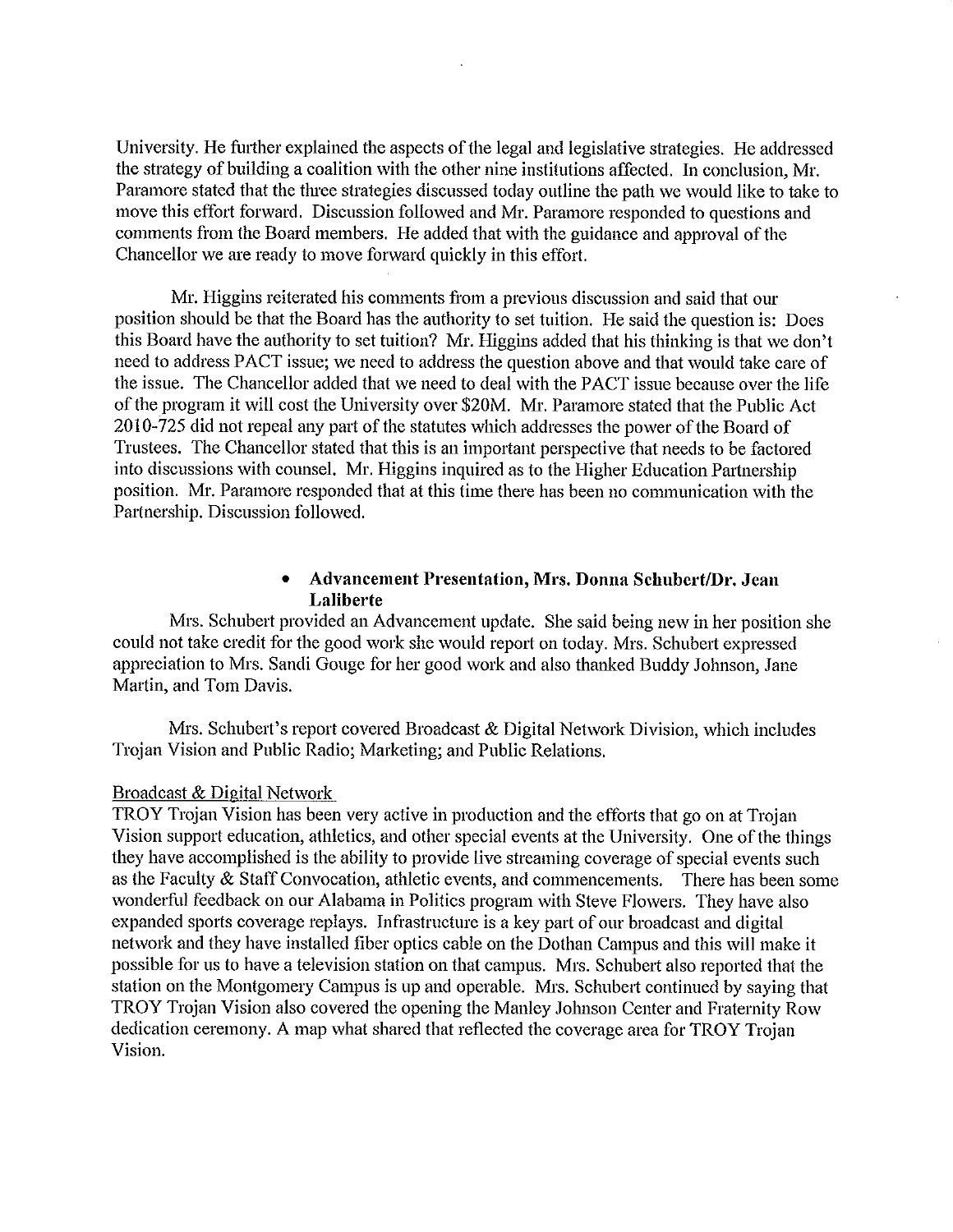University. He further explained the aspects of the legal and legislative strategies. He addressed the strategy of building a coalition with the other nine institutions affected. In conclusion, Mr. Paramore stated that the three strategies discussed today outline the path we would like to take to move this effort forward. Discussion followed and Mr. Paramore responded to questions and comments from the Board members. He added that with the guidance and approval of the Chancellor we are ready to move forward quickly in this effort.

Mr. Higgins reiterated his comments from a previous discussion and said that our position should be that the Board has the authority to set tuition. He said the question is: Does this Board have the authority to set tuition? Mr. Higgins added that his thinking is that we don't need to address PACT issue; we need to address the question above and that would take care of the issue. The Chancellor added that we need to deal with the PACT issue because over the life of the program it will cost the University over $20M. Mr. Paramore stated that the Public Act 2010-725 did not repeal any part of the statutes which addresses the power of the Board of Trustees. The Chancellor stated that this is an important perspective that needs to be factored into discussions with counsel. Mr. Higgins inquired as to the Higher Education Partnership position. Mr. Paramore responded that at this time there has been no communication with the Partnership. Discussion followed.

- **Advancement Presentation, Mrs. Donna Schubert/Dr. Jean Laliberte**

Mrs. Schubert provided an Advancement update. She said being new in her position she could not take credit for the good work she would report on today. Mrs. Schubert expressed appreciation to Mrs. Sandi Gouge for her good work and also thanked Buddy Johnson, Jane Martin, and Tom Davis.

Mrs. Schubert's report covered Broadcast & Digital Network Division, which includes Trojan Vision and Public Radio; Marketing; and Public Relations.

Broadcast & Digital Network

TROY Trojan Vision has been very active in production and the efforts that go on at Trojan Vision support education, athletics, and other special events at the University. One of the things they have accomplished is the ability to provide live streaming coverage of special events such as the Faculty & Staff Convocation, athletic events, and commencements. There has been some wonderful feedback on our Alabama in Politics program with Steve Flowers. They have also expanded sports coverage replays. Infrastructure is a key part of our broadcast and digital network and they have installed fiber optics cable on the Dothan Campus and this will make it possible for us to have a television station on that campus. Mrs. Schubert also reported that the station on the Montgomery Campus is up and operable. Mrs. Schubert continued by saying that TROY Trojan Vision also covered the opening the Manley Johnson Center and Fraternity Row dedication ceremony. A map what shared that reflected the coverage area for TROY Trojan Vision.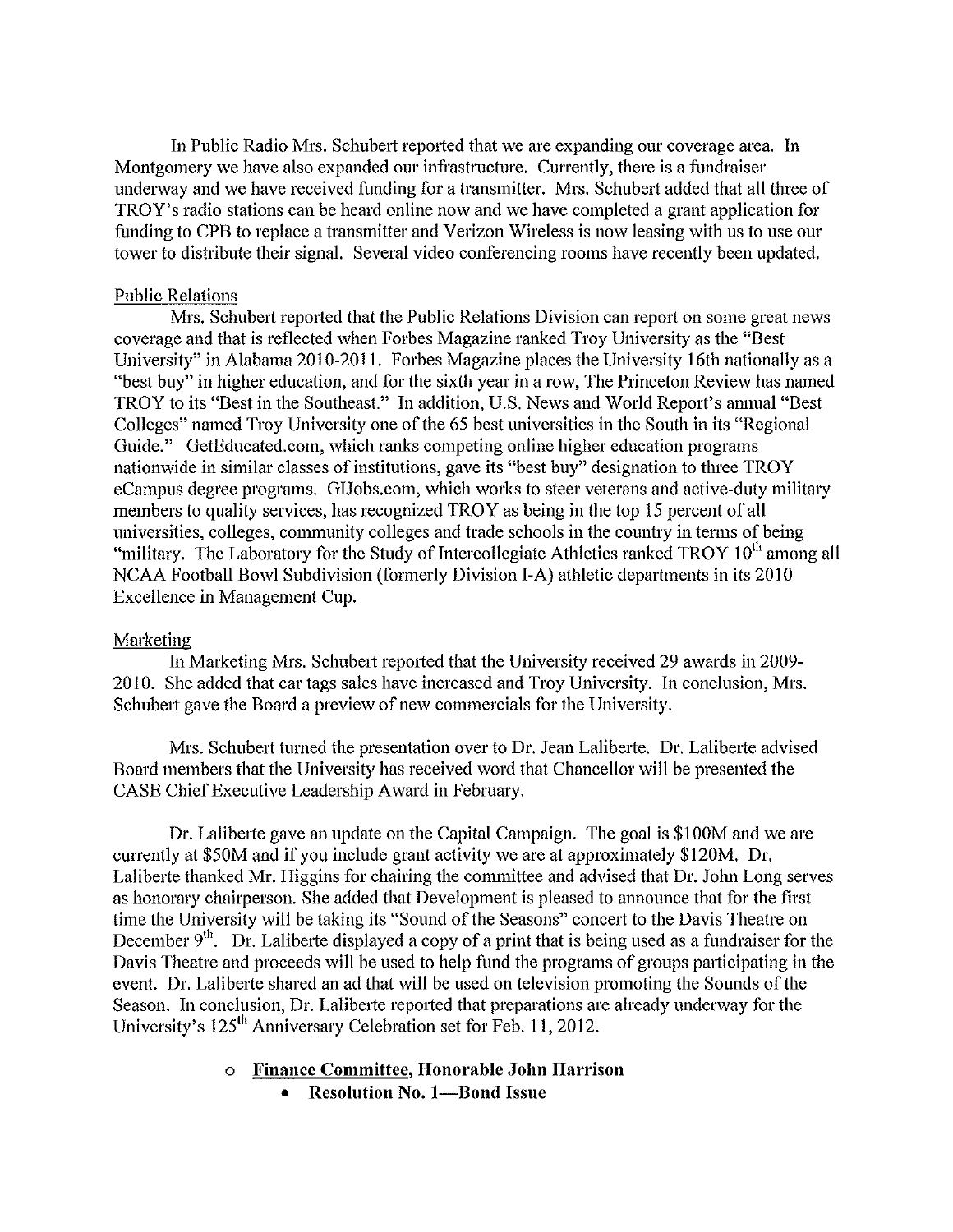In Public Radio Mrs. Schubert reported that we are expanding our coverage area. In Montgomery we have also expanded our infrastructure. Currently, there is a fundraiser underway and we have received funding for a transmitter. Mrs. Schubert added that all three of TROY's radio stations can be heard online now and we have completed a grant application for funding to CPB to replace a transmitter and Verizon Wireless is now leasing with us to use our tower to distribute their signal. Several video conferencing rooms have recently been updated.

Public Relations

Mrs. Schubert reported that the Public Relations Division can report on some great news coverage and that is reflected when Forbes Magazine ranked Troy University as the "Best University" in Alabama 2010-2011. Forbes Magazine places the University 16th nationally as a "best buy" in higher education, and for the sixth year in a row, The Princeton Review has named TROY to its "Best in the Southeast." In addition, U.S. News and World Report's annual "Best Colleges" named Troy University one of the 65 best universities in the South in its "Regional Guide." GetEducated.com, which ranks competing online higher education programs nationwide in similar classes of institutions, gave its "best buy" designation to three TROY eCampus degree programs. GIJobs.com, which works to steer veterans and active-duty military members to quality services, has recognized TROY as being in the top 15 percent of all universities, colleges, community colleges and trade schools in the country in terms of being "military. The Laboratory for the Study of Intercollegiate Athletics ranked TROY 10th among all NCAA Football Bowl Subdivision (formerly Division I-A) athletic departments in its 2010 Excellence in Management Cup.

Marketing

In Marketing Mrs. Schubert reported that the University received 29 awards in 2009-2010. She added that car tags sales have increased and Troy University. In conclusion, Mrs. Schubert gave the Board a preview of new commercials for the University.

Mrs. Schubert turned the presentation over to Dr. Jean Laliberte. Dr. Laliberte advised Board members that the University has received word that Chancellor will be presented the CASE Chief Executive Leadership Award in February.

Dr. Laliberte gave an update on the Capital Campaign. The goal is $100M and we are currently at $50M and if you include grant activity we are at approximately $120M. Dr. Laliberte thanked Mr. Higgins for chairing the committee and advised that Dr. John Long serves as honorary chairperson. She added that Development is pleased to announce that for the first time the University will be taking its "Sound of the Seasons" concert to the Davis Theatre on December 9th. Dr. Laliberte displayed a copy of a print that is being used as a fundraiser for the Davis Theatre and proceeds will be used to help fund the programs of groups participating in the event. Dr. Laliberte shared an ad that will be used on television promoting the Sounds of the Season. In conclusion, Dr. Laliberte reported that preparations are already underway for the University's 125th Anniversary Celebration set for Feb. 11, 2012.

- **Finance Committee, Honorable John Harrison**
  - **Resolution No. 1—Bond Issue**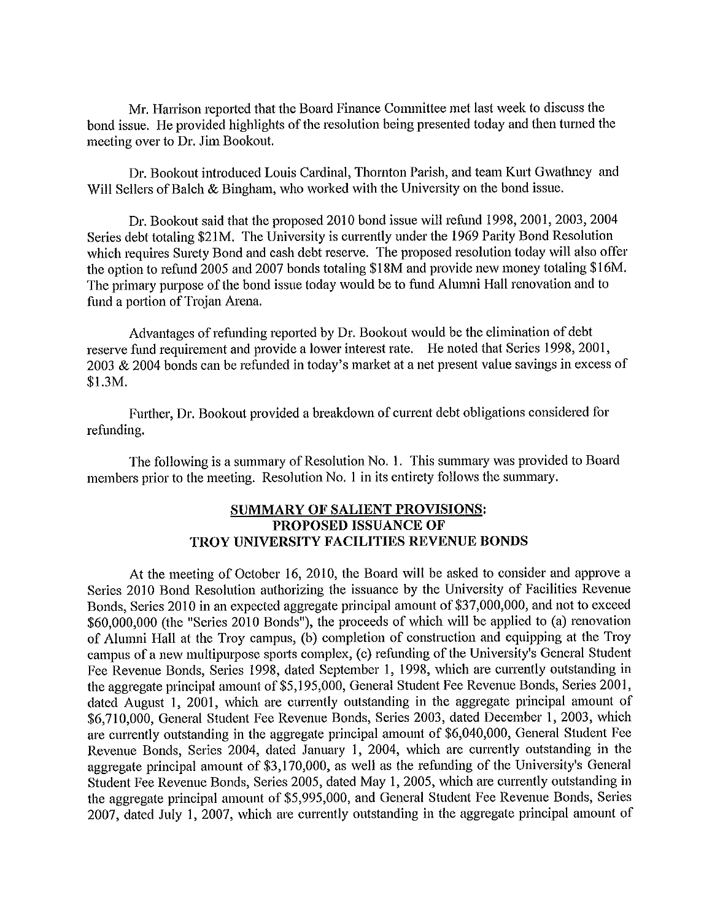Mr. Harrison reported that the Board Finance Committee met last week to discuss the bond issue. He provided highlights of the resolution being presented today and then turned the meeting over to Dr. Jim Bookout.

Dr. Bookout introduced Louis Cardinal, Thornton Parish, and team Kurt Gwathney and Will Sellers of Balch & Bingham, who worked with the University on the bond issue.

Dr. Bookout said that the proposed 2010 bond issue will refund 1998, 2001, 2003, 2004 Series debt totaling $21M. The University is currently under the 1969 Parity Bond Resolution which requires Surety Bond and cash debt reserve. The proposed resolution today will also offer the option to refund 2005 and 2007 bonds totaling $18M and provide new money totaling $16M. The primary purpose of the bond issue today would be to fund Alumni Hall renovation and to fund a portion of Trojan Arena.

Advantages of refunding reported by Dr. Bookout would be the elimination of debt reserve fund requirement and provide a lower interest rate. He noted that Series 1998, 2001, 2003 & 2004 bonds can be refunded in today's market at a net present value savings in excess of $1.3M.

Further, Dr. Bookout provided a breakdown of current debt obligations considered for refunding.

The following is a summary of Resolution No. 1. This summary was provided to Board members prior to the meeting. Resolution No. 1 in its entirety follows the summary.

**SUMMARY OF SALIENT PROVISIONS:**
**PROPOSED ISSUANCE OF**
**TROY UNIVERSITY FACILITIES REVENUE BONDS**

At the meeting of October 16, 2010, the Board will be asked to consider and approve a Series 2010 Bond Resolution authorizing the issuance by the University of Facilities Revenue Bonds, Series 2010 in an expected aggregate principal amount of $37,000,000, and not to exceed $60,000,000 (the "Series 2010 Bonds"), the proceeds of which will be applied to (a) renovation of Alumni Hall at the Troy campus, (b) completion of construction and equipping at the Troy campus of a new multipurpose sports complex, (c) refunding of the University's General Student Fee Revenue Bonds, Series 1998, dated September 1, 1998, which are currently outstanding in the aggregate principal amount of $5,195,000, General Student Fee Revenue Bonds, Series 2001, dated August 1, 2001, which are currently outstanding in the aggregate principal amount of $6,710,000, General Student Fee Revenue Bonds, Series 2003, dated December 1, 2003, which are currently outstanding in the aggregate principal amount of $6,040,000, General Student Fee Revenue Bonds, Series 2004, dated January 1, 2004, which are currently outstanding in the aggregate principal amount of $3,170,000, as well as the refunding of the University's General Student Fee Revenue Bonds, Series 2005, dated May 1, 2005, which are currently outstanding in the aggregate principal amount of $5,995,000, and General Student Fee Revenue Bonds, Series 2007, dated July 1, 2007, which are currently outstanding in the aggregate principal amount of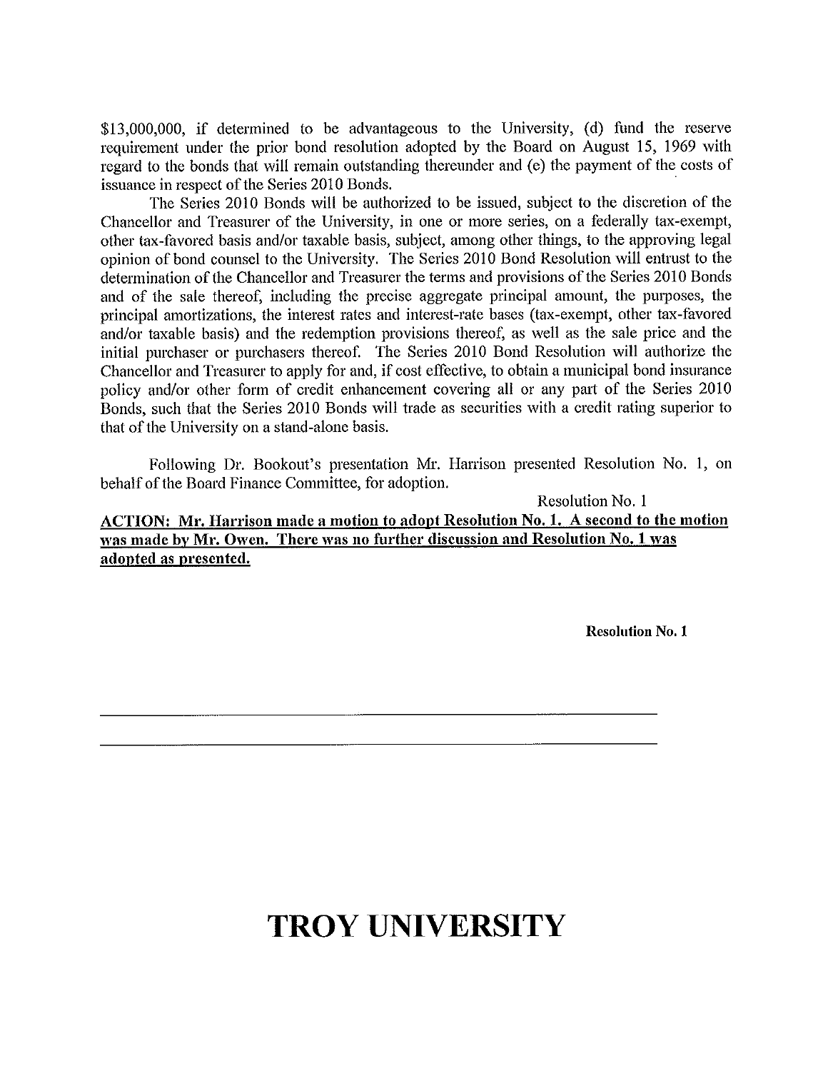$13,000,000, if determined to be advantageous to the University, (d) fund the reserve requirement under the prior bond resolution adopted by the Board on August 15, 1969 with regard to the bonds that will remain outstanding thereunder and (e) the payment of the costs of issuance in respect of the Series 2010 Bonds.

The Series 2010 Bonds will be authorized to be issued, subject to the discretion of the Chancellor and Treasurer of the University, in one or more series, on a federally tax-exempt, other tax-favored basis and/or taxable basis, subject, among other things, to the approving legal opinion of bond counsel to the University. The Series 2010 Bond Resolution will entrust to the determination of the Chancellor and Treasurer the terms and provisions of the Series 2010 Bonds and of the sale thereof, including the precise aggregate principal amount, the purposes, the principal amortizations, the interest rates and interest-rate bases (tax-exempt, other tax-favored and/or taxable basis) and the redemption provisions thereof, as well as the sale price and the initial purchaser or purchasers thereof. The Series 2010 Bond Resolution will authorize the Chancellor and Treasurer to apply for and, if cost effective, to obtain a municipal bond insurance policy and/or other form of credit enhancement covering all or any part of the Series 2010 Bonds, such that the Series 2010 Bonds will trade as securities with a credit rating superior to that of the University on a stand-alone basis.

Following Dr. Bookout's presentation Mr. Harrison presented Resolution No. 1, on behalf of the Board Finance Committee, for adoption.

Resolution No. 1

**ACTION: Mr. Harrison made a motion to adopt Resolution No. 1. A second to the motion was made by Mr. Owen. There was no further discussion and Resolution No. 1 was adopted as presented.**

**Resolution No. 1**

# TROY UNIVERSITY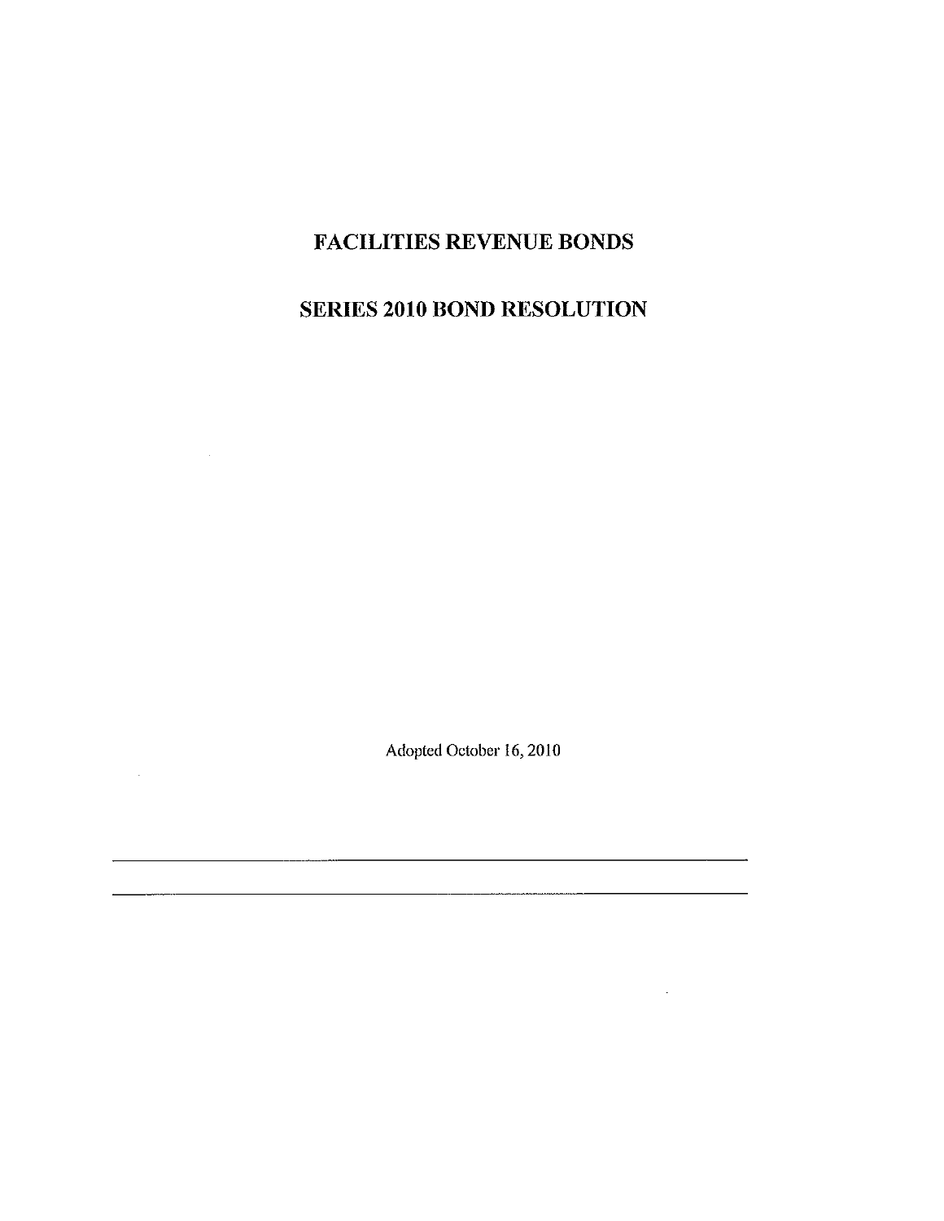# FACILITIES REVENUE BONDS

# SERIES 2010 BOND RESOLUTION

Adopted October 16, 2010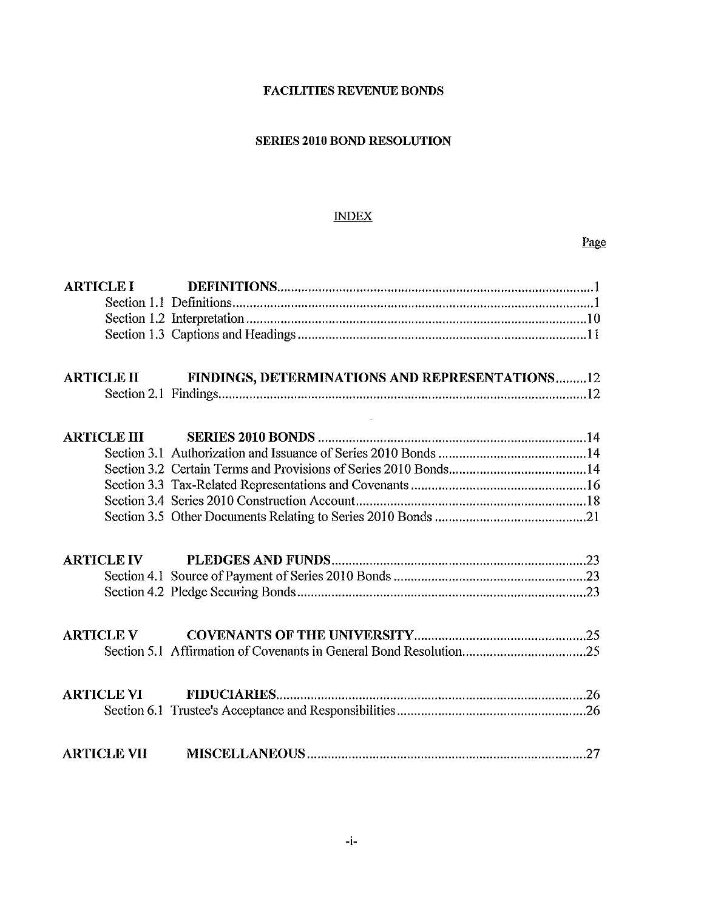**FACILITIES REVENUE BONDS**

**SERIES 2010 BOND RESOLUTION**

INDEX

| | | Page |
|---|---|---|
| **ARTICLE I** | **DEFINITIONS** | 1 |
| Section 1.1 | Definitions | 1 |
| Section 1.2 | Interpretation | 10 |
| Section 1.3 | Captions and Headings | 11 |
| **ARTICLE II** | **FINDINGS, DETERMINATIONS AND REPRESENTATIONS** | 12 |
| Section 2.1 | Findings | 12 |
| **ARTICLE III** | **SERIES 2010 BONDS** | 14 |
| Section 3.1 | Authorization and Issuance of Series 2010 Bonds | 14 |
| Section 3.2 | Certain Terms and Provisions of Series 2010 Bonds | 14 |
| Section 3.3 | Tax-Related Representations and Covenants | 16 |
| Section 3.4 | Series 2010 Construction Account | 18 |
| Section 3.5 | Other Documents Relating to Series 2010 Bonds | 21 |
| **ARTICLE IV** | **PLEDGES AND FUNDS** | 23 |
| Section 4.1 | Source of Payment of Series 2010 Bonds | 23 |
| Section 4.2 | Pledge Securing Bonds | 23 |
| **ARTICLE V** | **COVENANTS OF THE UNIVERSITY** | 25 |
| Section 5.1 | Affirmation of Covenants in General Bond Resolution | 25 |
| **ARTICLE VI** | **FIDUCIARIES** | 26 |
| Section 6.1 | Trustee's Acceptance and Responsibilities | 26 |
| **ARTICLE VII** | **MISCELLANEOUS** | 27 |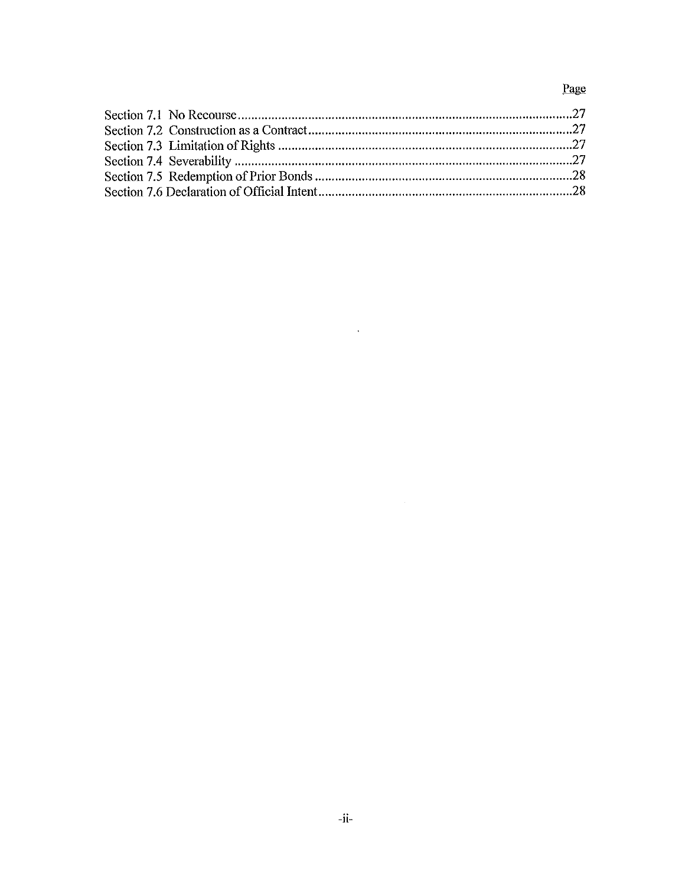| | Page |
|---|---|
| Section 7.1 No Recourse | 27 |
| Section 7.2 Construction as a Contract | 27 |
| Section 7.3 Limitation of Rights | 27 |
| Section 7.4 Severability | 27 |
| Section 7.5 Redemption of Prior Bonds | 28 |
| Section 7.6 Declaration of Official Intent | 28 |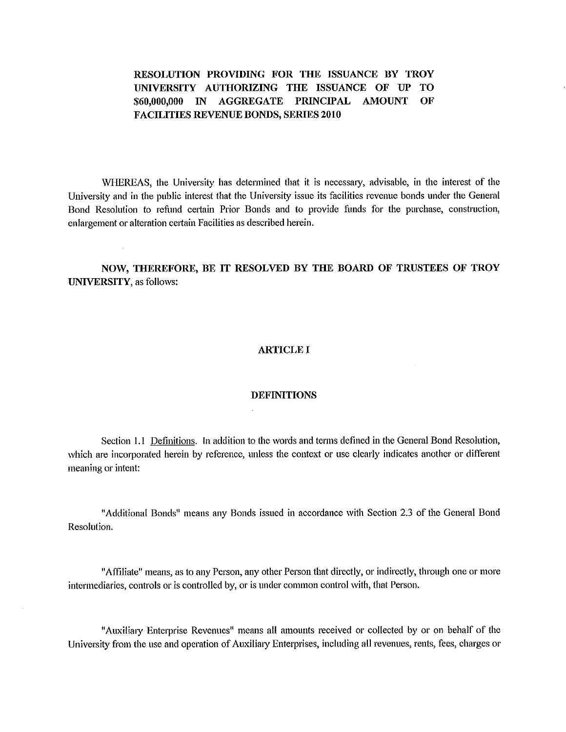**RESOLUTION PROVIDING FOR THE ISSUANCE BY TROY UNIVERSITY AUTHORIZING THE ISSUANCE OF UP TO $60,000,000 IN AGGREGATE PRINCIPAL AMOUNT OF FACILITIES REVENUE BONDS, SERIES 2010**

WHEREAS, the University has determined that it is necessary, advisable, in the interest of the University and in the public interest that the University issue its facilities revenue bonds under the General Bond Resolution to refund certain Prior Bonds and to provide funds for the purchase, construction, enlargement or alteration certain Facilities as described herein.

**NOW, THEREFORE, BE IT RESOLVED BY THE BOARD OF TRUSTEES OF TROY UNIVERSITY**, as follows:

## ARTICLE I

## DEFINITIONS

Section 1.1 Definitions. In addition to the words and terms defined in the General Bond Resolution, which are incorporated herein by reference, unless the context or use clearly indicates another or different meaning or intent:

"Additional Bonds" means any Bonds issued in accordance with Section 2.3 of the General Bond Resolution.

"Affiliate" means, as to any Person, any other Person that directly, or indirectly, through one or more intermediaries, controls or is controlled by, or is under common control with, that Person.

"Auxiliary Enterprise Revenues" means all amounts received or collected by or on behalf of the University from the use and operation of Auxiliary Enterprises, including all revenues, rents, fees, charges or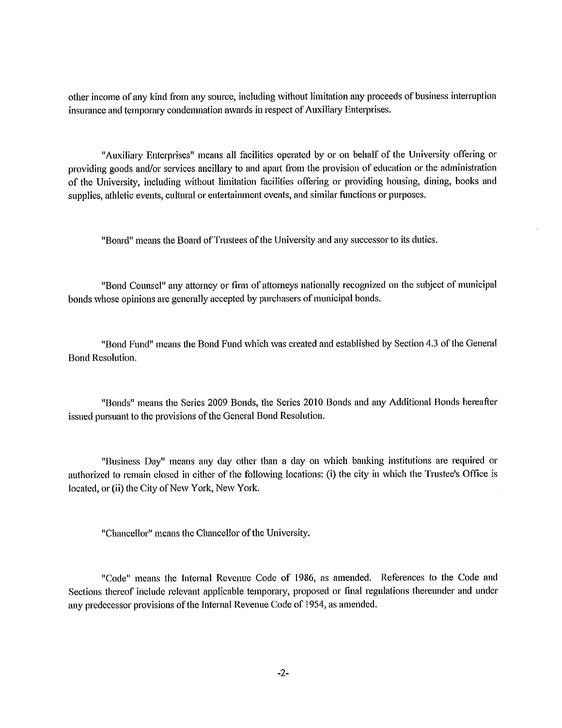other income of any kind from any source, including without limitation any proceeds of business interruption insurance and temporary condemnation awards in respect of Auxiliary Enterprises.

"Auxiliary Enterprises" means all facilities operated by or on behalf of the University offering or providing goods and/or services ancillary to and apart from the provision of education or the administration of the University, including without limitation facilities offering or providing housing, dining, books and supplies, athletic events, cultural or entertainment events, and similar functions or purposes.

"Board" means the Board of Trustees of the University and any successor to its duties.

"Bond Counsel" any attorney or firm of attorneys nationally recognized on the subject of municipal bonds whose opinions are generally accepted by purchasers of municipal bonds.

"Bond Fund" means the Bond Fund which was created and established by Section 4.3 of the General Bond Resolution.

"Bonds" means the Series 2009 Bonds, the Series 2010 Bonds and any Additional Bonds hereafter issued pursuant to the provisions of the General Bond Resolution.

"Business Day" means any day other than a day on which banking institutions are required or authorized to remain closed in either of the following locations: (i) the city in which the Trustee's Office is located, or (ii) the City of New York, New York.

"Chancellor" means the Chancellor of the University.

"Code" means the Internal Revenue Code of 1986, as amended. References to the Code and Sections thereof include relevant applicable temporary, proposed or final regulations thereunder and under any predecessor provisions of the Internal Revenue Code of 1954, as amended.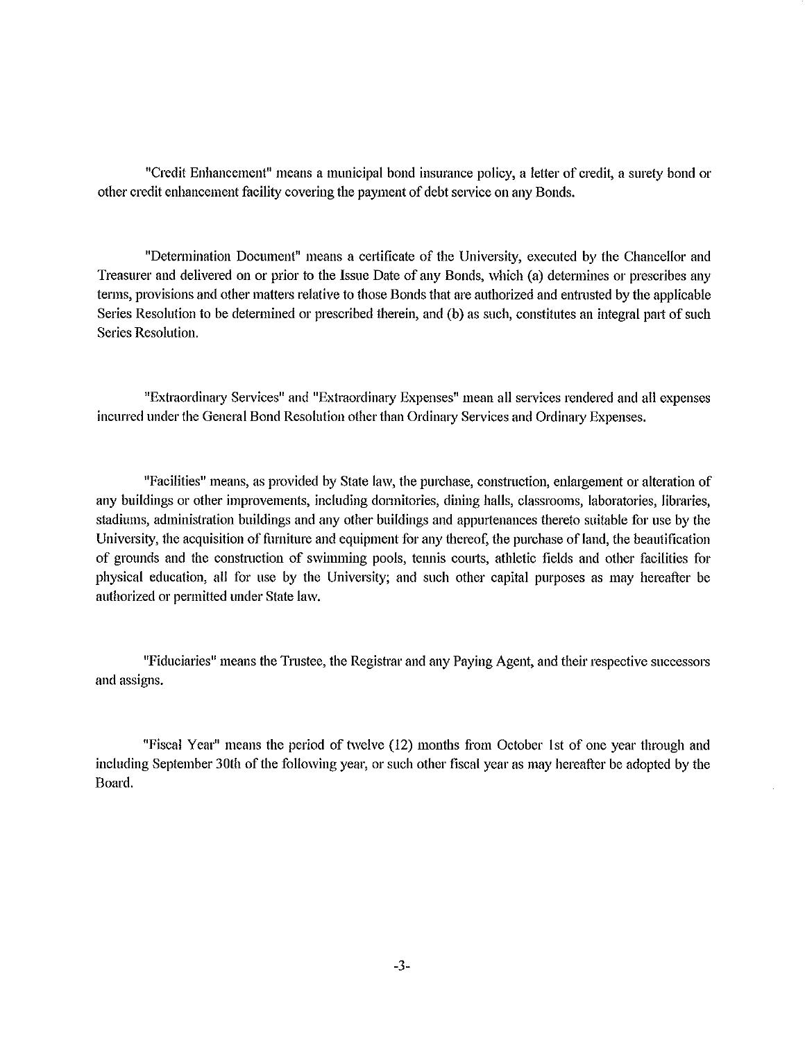"Credit Enhancement" means a municipal bond insurance policy, a letter of credit, a surety bond or other credit enhancement facility covering the payment of debt service on any Bonds.

"Determination Document" means a certificate of the University, executed by the Chancellor and Treasurer and delivered on or prior to the Issue Date of any Bonds, which (a) determines or prescribes any terms, provisions and other matters relative to those Bonds that are authorized and entrusted by the applicable Series Resolution to be determined or prescribed therein, and (b) as such, constitutes an integral part of such Series Resolution.

"Extraordinary Services" and "Extraordinary Expenses" mean all services rendered and all expenses incurred under the General Bond Resolution other than Ordinary Services and Ordinary Expenses.

"Facilities" means, as provided by State law, the purchase, construction, enlargement or alteration of any buildings or other improvements, including dormitories, dining halls, classrooms, laboratories, libraries, stadiums, administration buildings and any other buildings and appurtenances thereto suitable for use by the University, the acquisition of furniture and equipment for any thereof, the purchase of land, the beautification of grounds and the construction of swimming pools, tennis courts, athletic fields and other facilities for physical education, all for use by the University; and such other capital purposes as may hereafter be authorized or permitted under State law.

"Fiduciaries" means the Trustee, the Registrar and any Paying Agent, and their respective successors and assigns.

"Fiscal Year" means the period of twelve (12) months from October 1st of one year through and including September 30th of the following year, or such other fiscal year as may hereafter be adopted by the Board.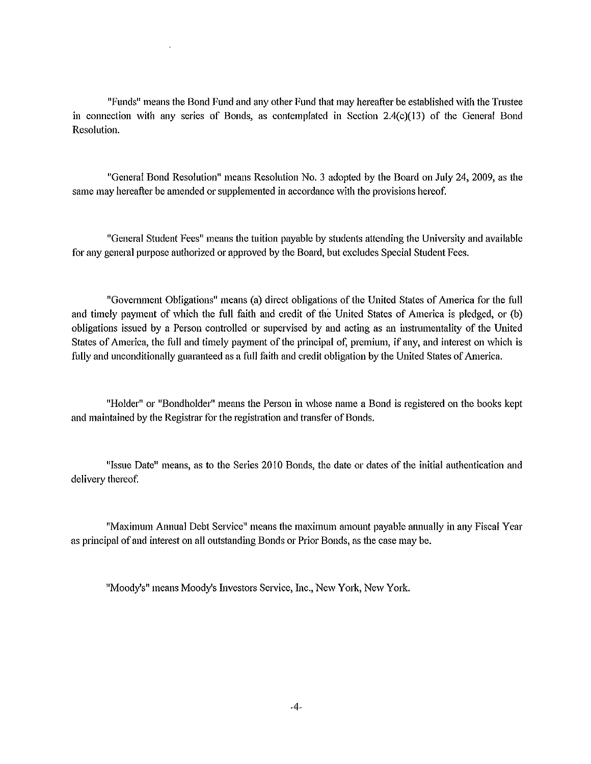"Funds" means the Bond Fund and any other Fund that may hereafter be established with the Trustee in connection with any series of Bonds, as contemplated in Section 2.4(c)(13) of the General Bond Resolution.

"General Bond Resolution" means Resolution No. 3 adopted by the Board on July 24, 2009, as the same may hereafter be amended or supplemented in accordance with the provisions hereof.

"General Student Fees" means the tuition payable by students attending the University and available for any general purpose authorized or approved by the Board, but excludes Special Student Fees.

"Government Obligations" means (a) direct obligations of the United States of America for the full and timely payment of which the full faith and credit of the United States of America is pledged, or (b) obligations issued by a Person controlled or supervised by and acting as an instrumentality of the United States of America, the full and timely payment of the principal of, premium, if any, and interest on which is fully and unconditionally guaranteed as a full faith and credit obligation by the United States of America.

"Holder" or "Bondholder" means the Person in whose name a Bond is registered on the books kept and maintained by the Registrar for the registration and transfer of Bonds.

"Issue Date" means, as to the Series 2010 Bonds, the date or dates of the initial authentication and delivery thereof.

"Maximum Annual Debt Service" means the maximum amount payable annually in any Fiscal Year as principal of and interest on all outstanding Bonds or Prior Bonds, as the case may be.

"Moody's" means Moody's Investors Service, Inc., New York, New York.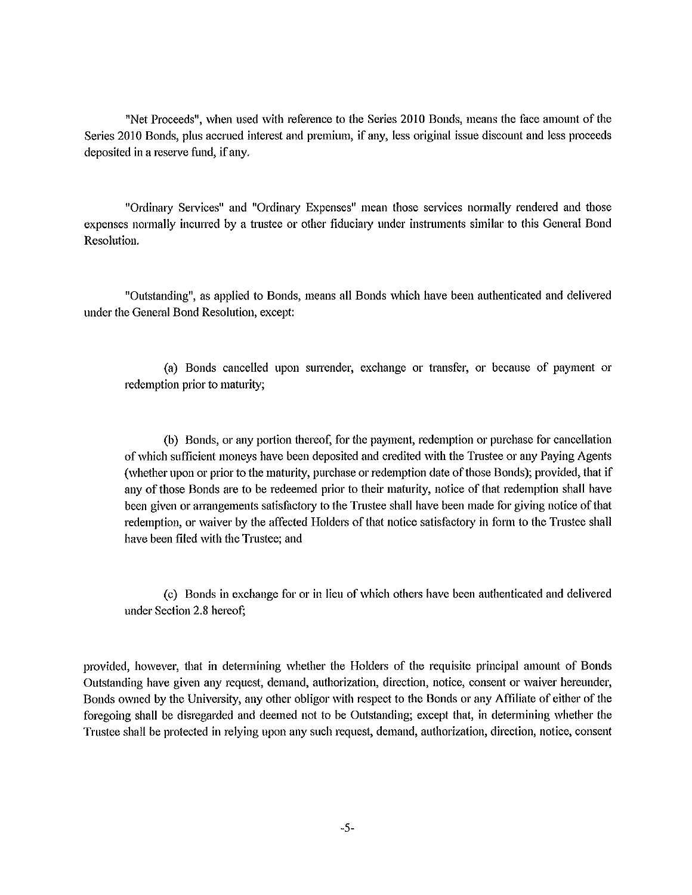"Net Proceeds", when used with reference to the Series 2010 Bonds, means the face amount of the Series 2010 Bonds, plus accrued interest and premium, if any, less original issue discount and less proceeds deposited in a reserve fund, if any.

"Ordinary Services" and "Ordinary Expenses" mean those services normally rendered and those expenses normally incurred by a trustee or other fiduciary under instruments similar to this General Bond Resolution.

"Outstanding", as applied to Bonds, means all Bonds which have been authenticated and delivered under the General Bond Resolution, except:

(a) Bonds cancelled upon surrender, exchange or transfer, or because of payment or redemption prior to maturity;

(b) Bonds, or any portion thereof, for the payment, redemption or purchase for cancellation of which sufficient moneys have been deposited and credited with the Trustee or any Paying Agents (whether upon or prior to the maturity, purchase or redemption date of those Bonds); provided, that if any of those Bonds are to be redeemed prior to their maturity, notice of that redemption shall have been given or arrangements satisfactory to the Trustee shall have been made for giving notice of that redemption, or waiver by the affected Holders of that notice satisfactory in form to the Trustee shall have been filed with the Trustee; and

(c) Bonds in exchange for or in lieu of which others have been authenticated and delivered under Section 2.8 hereof;

provided, however, that in determining whether the Holders of the requisite principal amount of Bonds Outstanding have given any request, demand, authorization, direction, notice, consent or waiver hereunder, Bonds owned by the University, any other obligor with respect to the Bonds or any Affiliate of either of the foregoing shall be disregarded and deemed not to be Outstanding; except that, in determining whether the Trustee shall be protected in relying upon any such request, demand, authorization, direction, notice, consent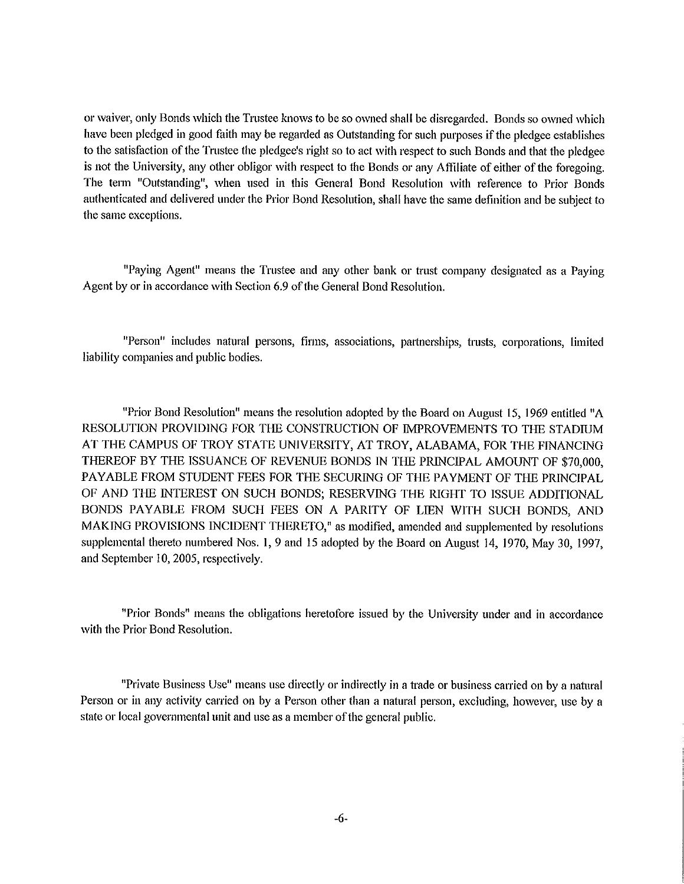or waiver, only Bonds which the Trustee knows to be so owned shall be disregarded. Bonds so owned which have been pledged in good faith may be regarded as Outstanding for such purposes if the pledgee establishes to the satisfaction of the Trustee the pledgee's right so to act with respect to such Bonds and that the pledgee is not the University, any other obligor with respect to the Bonds or any Affiliate of either of the foregoing. The term "Outstanding", when used in this General Bond Resolution with reference to Prior Bonds authenticated and delivered under the Prior Bond Resolution, shall have the same definition and be subject to the same exceptions.

"Paying Agent" means the Trustee and any other bank or trust company designated as a Paying Agent by or in accordance with Section 6.9 of the General Bond Resolution.

"Person" includes natural persons, firms, associations, partnerships, trusts, corporations, limited liability companies and public bodies.

"Prior Bond Resolution" means the resolution adopted by the Board on August 15, 1969 entitled "A RESOLUTION PROVIDING FOR THE CONSTRUCTION OF IMPROVEMENTS TO THE STADIUM AT THE CAMPUS OF TROY STATE UNIVERSITY, AT TROY, ALABAMA, FOR THE FINANCING THEREOF BY THE ISSUANCE OF REVENUE BONDS IN THE PRINCIPAL AMOUNT OF $70,000, PAYABLE FROM STUDENT FEES FOR THE SECURING OF THE PAYMENT OF THE PRINCIPAL OF AND THE INTEREST ON SUCH BONDS; RESERVING THE RIGHT TO ISSUE ADDITIONAL BONDS PAYABLE FROM SUCH FEES ON A PARITY OF LIEN WITH SUCH BONDS, AND MAKING PROVISIONS INCIDENT THERETO," as modified, amended and supplemented by resolutions supplemental thereto numbered Nos. 1, 9 and 15 adopted by the Board on August 14, 1970, May 30, 1997, and September 10, 2005, respectively.

"Prior Bonds" means the obligations heretofore issued by the University under and in accordance with the Prior Bond Resolution.

"Private Business Use" means use directly or indirectly in a trade or business carried on by a natural Person or in any activity carried on by a Person other than a natural person, excluding, however, use by a state or local governmental unit and use as a member of the general public.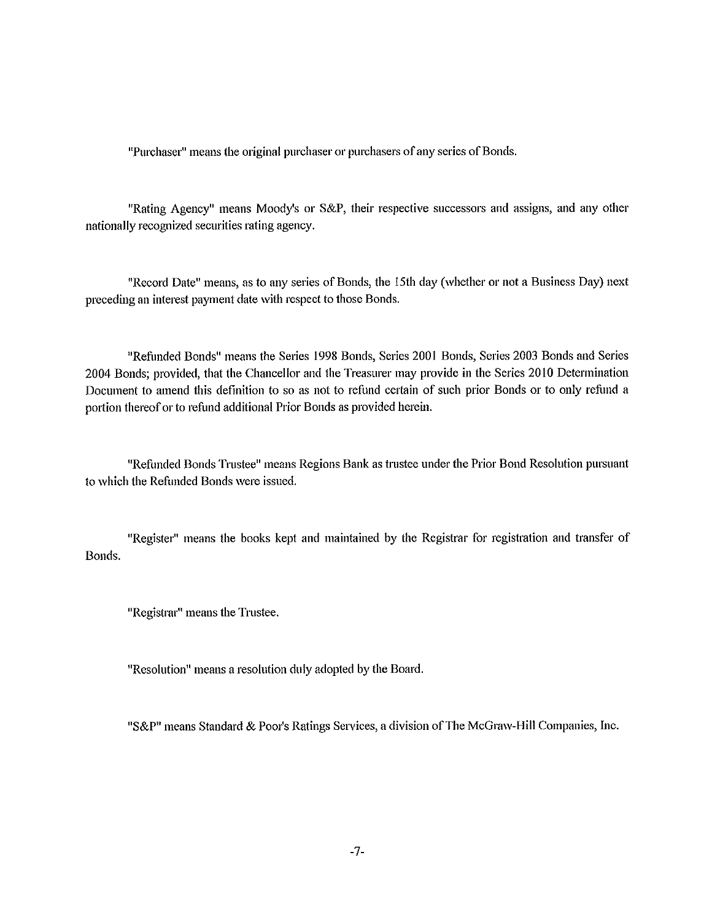"Purchaser" means the original purchaser or purchasers of any series of Bonds.

"Rating Agency" means Moody's or S&P, their respective successors and assigns, and any other nationally recognized securities rating agency.

"Record Date" means, as to any series of Bonds, the 15th day (whether or not a Business Day) next preceding an interest payment date with respect to those Bonds.

"Refunded Bonds" means the Series 1998 Bonds, Series 2001 Bonds, Series 2003 Bonds and Series 2004 Bonds; provided, that the Chancellor and the Treasurer may provide in the Series 2010 Determination Document to amend this definition to so as not to refund certain of such prior Bonds or to only refund a portion thereof or to refund additional Prior Bonds as provided herein.

"Refunded Bonds Trustee" means Regions Bank as trustee under the Prior Bond Resolution pursuant to which the Refunded Bonds were issued.

"Register" means the books kept and maintained by the Registrar for registration and transfer of Bonds.

"Registrar" means the Trustee.

"Resolution" means a resolution duly adopted by the Board.

"S&P" means Standard & Poor's Ratings Services, a division of The McGraw-Hill Companies, Inc.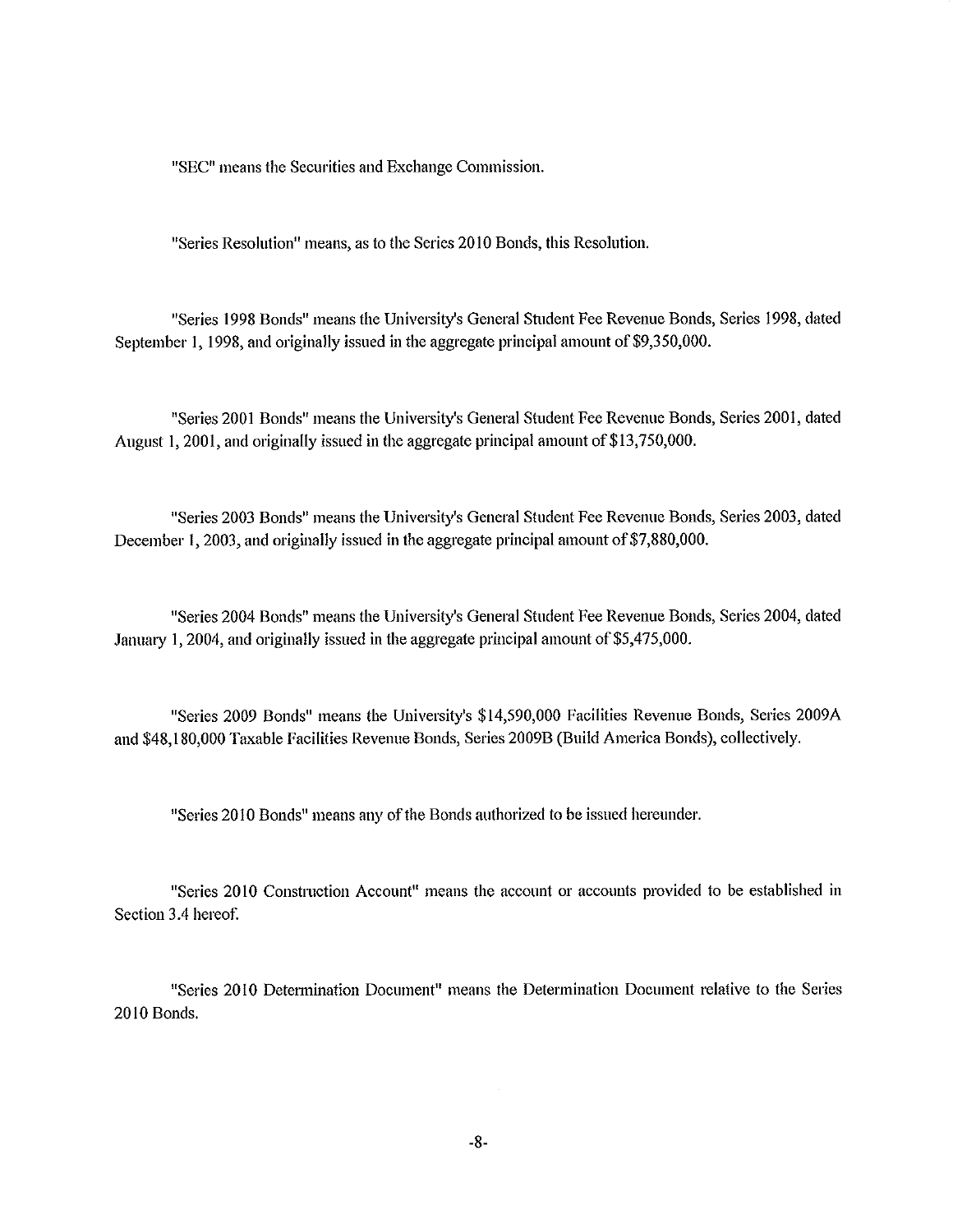"SEC" means the Securities and Exchange Commission.

"Series Resolution" means, as to the Series 2010 Bonds, this Resolution.

"Series 1998 Bonds" means the University's General Student Fee Revenue Bonds, Series 1998, dated September 1, 1998, and originally issued in the aggregate principal amount of $9,350,000.

"Series 2001 Bonds" means the University's General Student Fee Revenue Bonds, Series 2001, dated August 1, 2001, and originally issued in the aggregate principal amount of $13,750,000.

"Series 2003 Bonds" means the University's General Student Fee Revenue Bonds, Series 2003, dated December 1, 2003, and originally issued in the aggregate principal amount of $7,880,000.

"Series 2004 Bonds" means the University's General Student Fee Revenue Bonds, Series 2004, dated January 1, 2004, and originally issued in the aggregate principal amount of $5,475,000.

"Series 2009 Bonds" means the University's $14,590,000 Facilities Revenue Bonds, Series 2009A and $48,180,000 Taxable Facilities Revenue Bonds, Series 2009B (Build America Bonds), collectively.

"Series 2010 Bonds" means any of the Bonds authorized to be issued hereunder.

"Series 2010 Construction Account" means the account or accounts provided to be established in Section 3.4 hereof.

"Series 2010 Determination Document" means the Determination Document relative to the Series 2010 Bonds.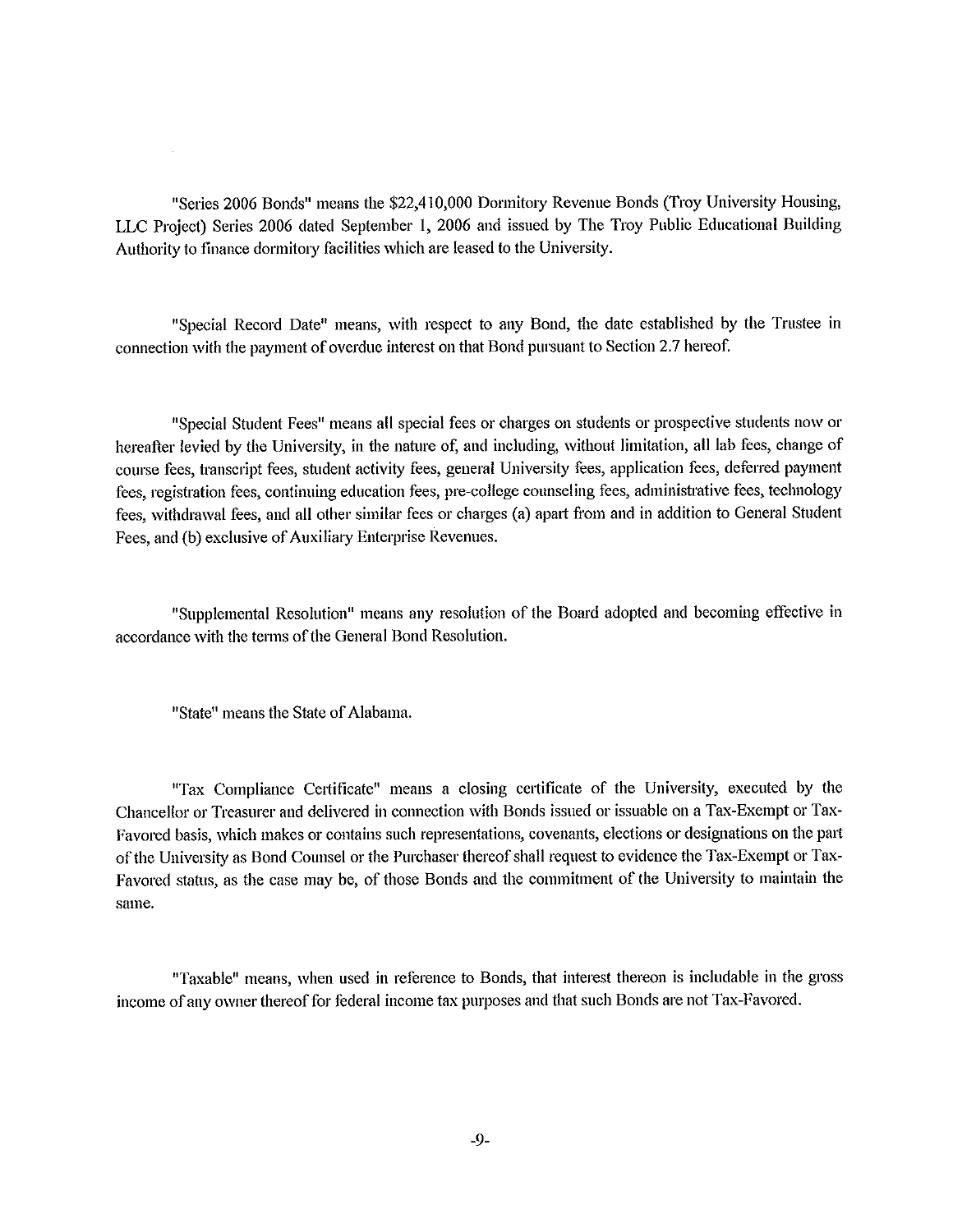"Series 2006 Bonds" means the $22,410,000 Dormitory Revenue Bonds (Troy University Housing, LLC Project) Series 2006 dated September 1, 2006 and issued by The Troy Public Educational Building Authority to finance dormitory facilities which are leased to the University.

"Special Record Date" means, with respect to any Bond, the date established by the Trustee in connection with the payment of overdue interest on that Bond pursuant to Section 2.7 hereof.

"Special Student Fees" means all special fees or charges on students or prospective students now or hereafter levied by the University, in the nature of, and including, without limitation, all lab fees, change of course fees, transcript fees, student activity fees, general University fees, application fees, deferred payment fees, registration fees, continuing education fees, pre-college counseling fees, administrative fees, technology fees, withdrawal fees, and all other similar fees or charges (a) apart from and in addition to General Student Fees, and (b) exclusive of Auxiliary Enterprise Revenues.

"Supplemental Resolution" means any resolution of the Board adopted and becoming effective in accordance with the terms of the General Bond Resolution.

"State" means the State of Alabama.

"Tax Compliance Certificate" means a closing certificate of the University, executed by the Chancellor or Treasurer and delivered in connection with Bonds issued or issuable on a Tax-Exempt or Tax-Favored basis, which makes or contains such representations, covenants, elections or designations on the part of the University as Bond Counsel or the Purchaser thereof shall request to evidence the Tax-Exempt or Tax-Favored status, as the case may be, of those Bonds and the commitment of the University to maintain the same.

"Taxable" means, when used in reference to Bonds, that interest thereon is includable in the gross income of any owner thereof for federal income tax purposes and that such Bonds are not Tax-Favored.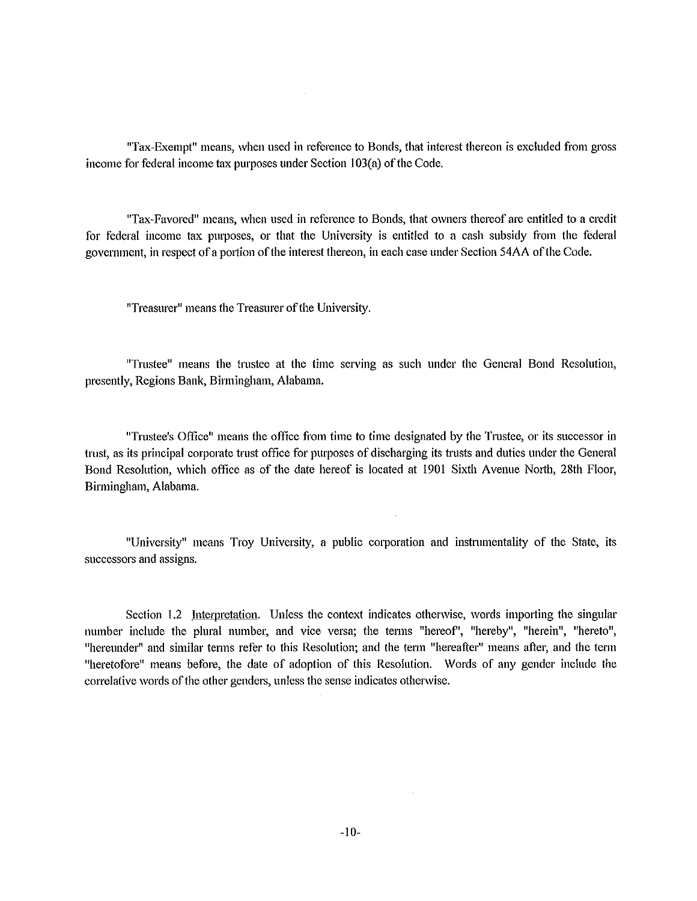"Tax-Exempt" means, when used in reference to Bonds, that interest thereon is excluded from gross income for federal income tax purposes under Section 103(a) of the Code.

"Tax-Favored" means, when used in reference to Bonds, that owners thereof are entitled to a credit for federal income tax purposes, or that the University is entitled to a cash subsidy from the federal government, in respect of a portion of the interest thereon, in each case under Section 54AA of the Code.

"Treasurer" means the Treasurer of the University.

"Trustee" means the trustee at the time serving as such under the General Bond Resolution, presently, Regions Bank, Birmingham, Alabama.

"Trustee's Office" means the office from time to time designated by the Trustee, or its successor in trust, as its principal corporate trust office for purposes of discharging its trusts and duties under the General Bond Resolution, which office as of the date hereof is located at 1901 Sixth Avenue North, 28th Floor, Birmingham, Alabama.

"University" means Troy University, a public corporation and instrumentality of the State, its successors and assigns.

Section 1.2 Interpretation. Unless the context indicates otherwise, words importing the singular number include the plural number, and vice versa; the terms "hereof", "hereby", "herein", "hereto", "hereunder" and similar terms refer to this Resolution; and the term "hereafter" means after, and the term "heretofore" means before, the date of adoption of this Resolution. Words of any gender include the correlative words of the other genders, unless the sense indicates otherwise.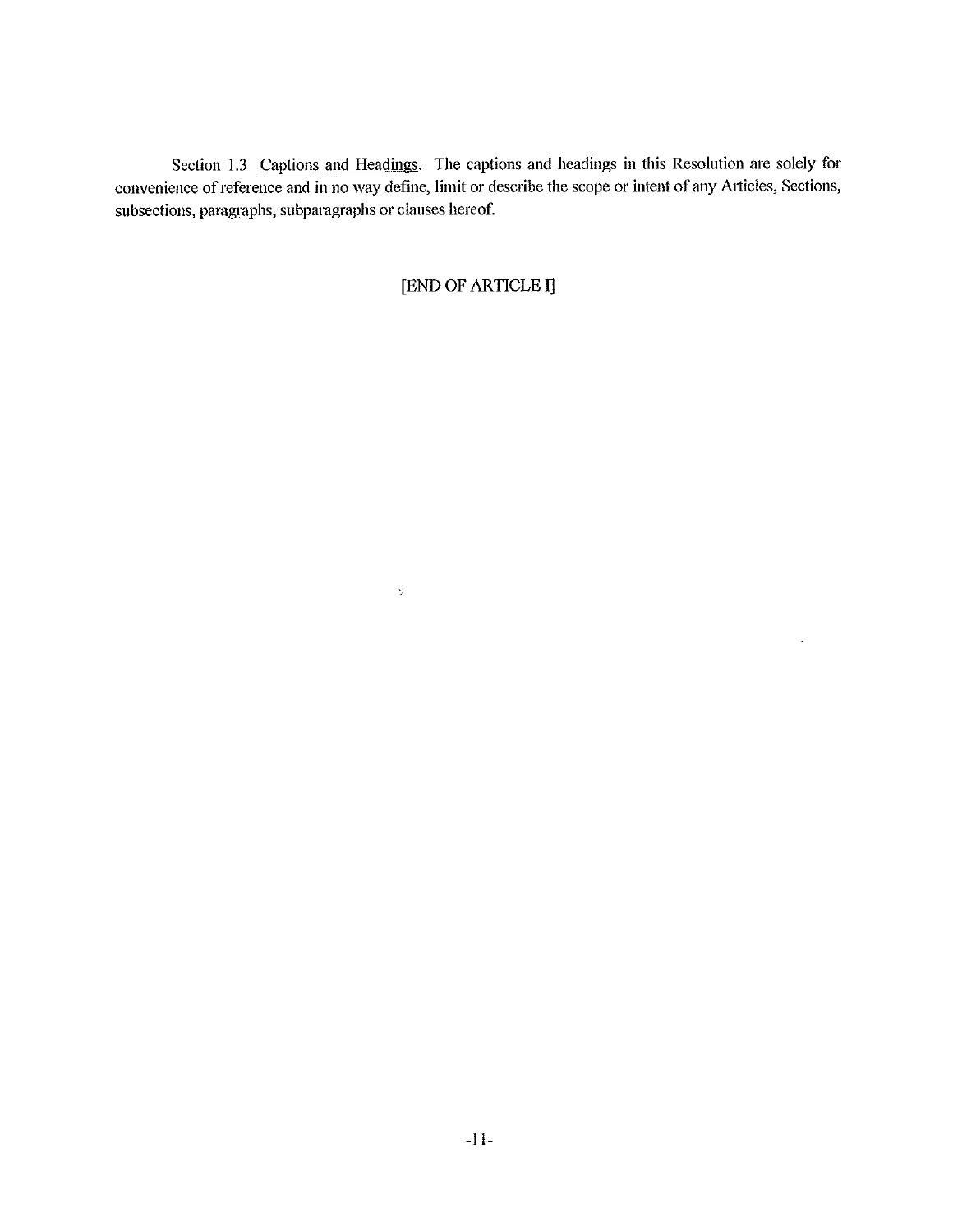Section 1.3 Captions and Headings. The captions and headings in this Resolution are solely for convenience of reference and in no way define, limit or describe the scope or intent of any Articles, Sections, subsections, paragraphs, subparagraphs or clauses hereof.

[END OF ARTICLE I]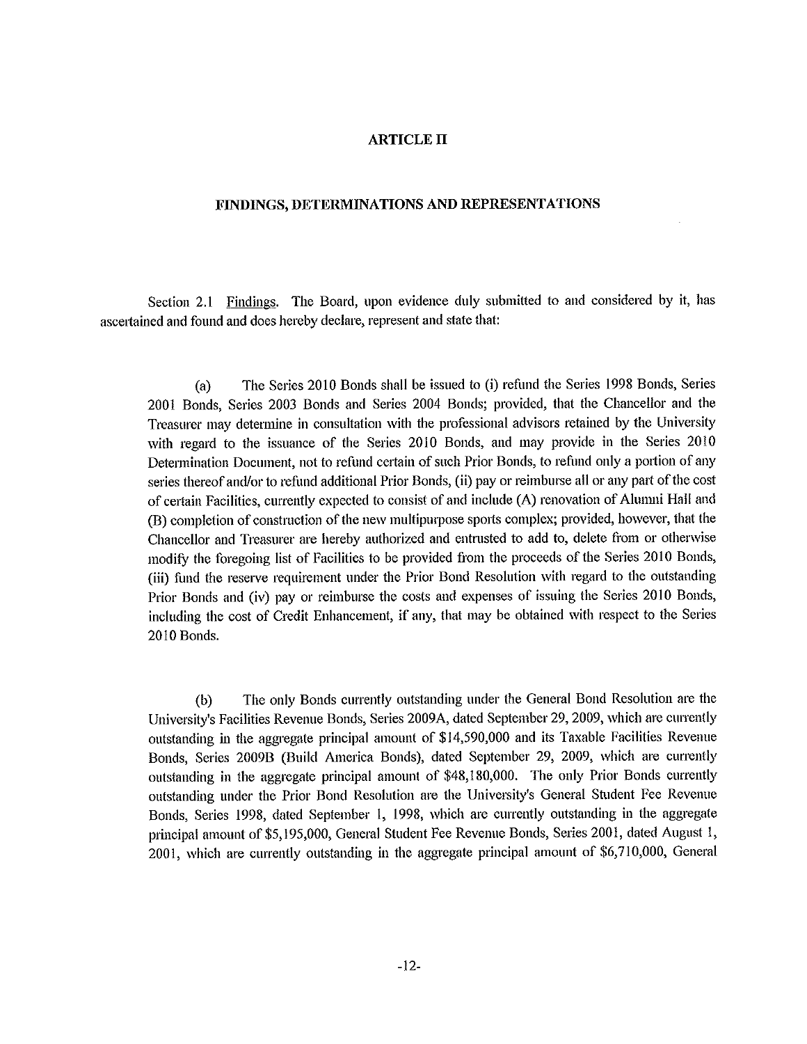## ARTICLE II

### FINDINGS, DETERMINATIONS AND REPRESENTATIONS

Section 2.1 Findings. The Board, upon evidence duly submitted to and considered by it, has ascertained and found and does hereby declare, represent and state that:

(a) The Series 2010 Bonds shall be issued to (i) refund the Series 1998 Bonds, Series 2001 Bonds, Series 2003 Bonds and Series 2004 Bonds; provided, that the Chancellor and the Treasurer may determine in consultation with the professional advisors retained by the University with regard to the issuance of the Series 2010 Bonds, and may provide in the Series 2010 Determination Document, not to refund certain of such Prior Bonds, to refund only a portion of any series thereof and/or to refund additional Prior Bonds, (ii) pay or reimburse all or any part of the cost of certain Facilities, currently expected to consist of and include (A) renovation of Alumni Hall and (B) completion of construction of the new multipurpose sports complex; provided, however, that the Chancellor and Treasurer are hereby authorized and entrusted to add to, delete from or otherwise modify the foregoing list of Facilities to be provided from the proceeds of the Series 2010 Bonds, (iii) fund the reserve requirement under the Prior Bond Resolution with regard to the outstanding Prior Bonds and (iv) pay or reimburse the costs and expenses of issuing the Series 2010 Bonds, including the cost of Credit Enhancement, if any, that may be obtained with respect to the Series 2010 Bonds.

(b) The only Bonds currently outstanding under the General Bond Resolution are the University's Facilities Revenue Bonds, Series 2009A, dated September 29, 2009, which are currently outstanding in the aggregate principal amount of $14,590,000 and its Taxable Facilities Revenue Bonds, Series 2009B (Build America Bonds), dated September 29, 2009, which are currently outstanding in the aggregate principal amount of $48,180,000. The only Prior Bonds currently outstanding under the Prior Bond Resolution are the University's General Student Fee Revenue Bonds, Series 1998, dated September 1, 1998, which are currently outstanding in the aggregate principal amount of $5,195,000, General Student Fee Revenue Bonds, Series 2001, dated August 1, 2001, which are currently outstanding in the aggregate principal amount of $6,710,000, General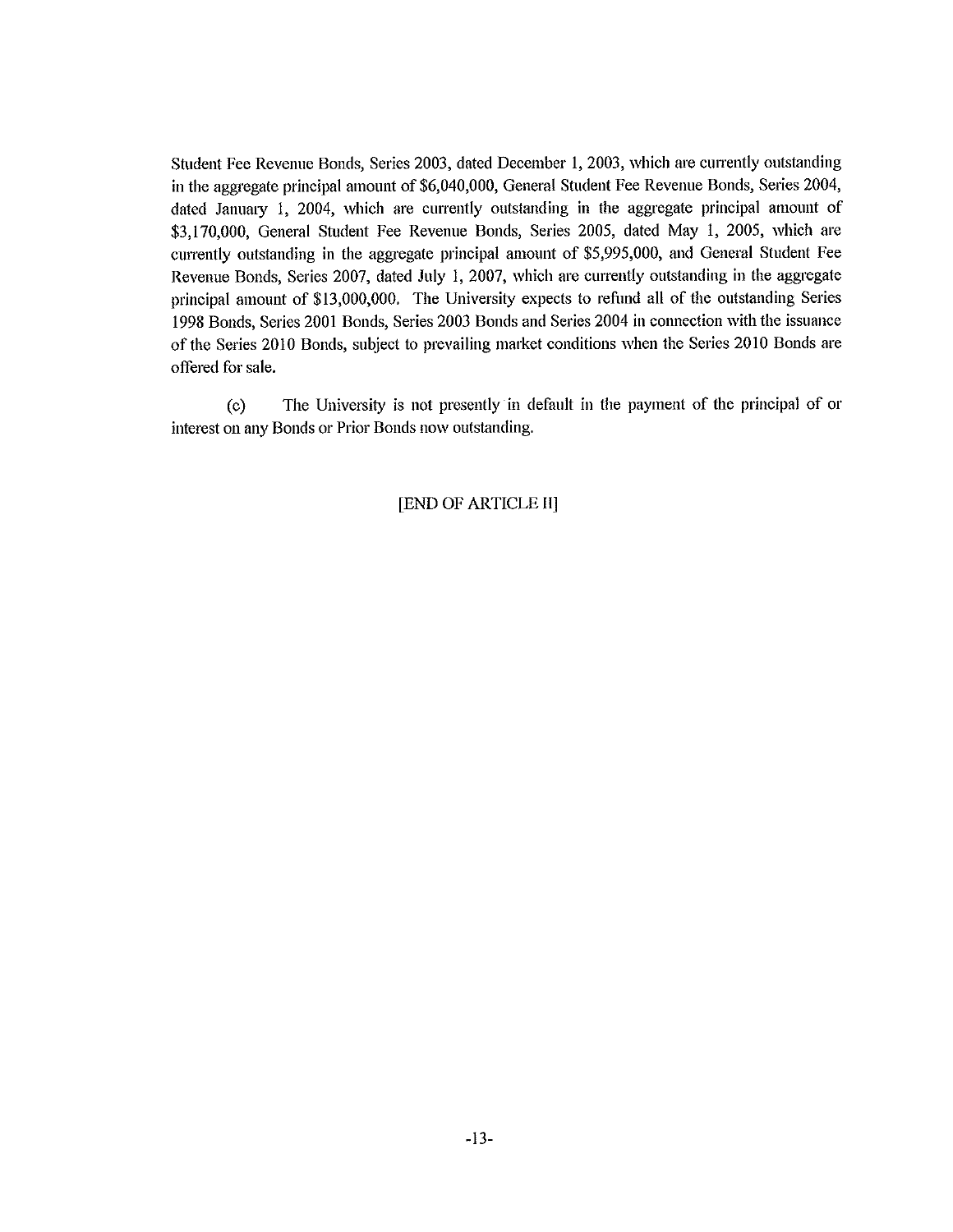Student Fee Revenue Bonds, Series 2003, dated December 1, 2003, which are currently outstanding in the aggregate principal amount of $6,040,000, General Student Fee Revenue Bonds, Series 2004, dated January 1, 2004, which are currently outstanding in the aggregate principal amount of $3,170,000, General Student Fee Revenue Bonds, Series 2005, dated May 1, 2005, which are currently outstanding in the aggregate principal amount of $5,995,000, and General Student Fee Revenue Bonds, Series 2007, dated July 1, 2007, which are currently outstanding in the aggregate principal amount of $13,000,000. The University expects to refund all of the outstanding Series 1998 Bonds, Series 2001 Bonds, Series 2003 Bonds and Series 2004 in connection with the issuance of the Series 2010 Bonds, subject to prevailing market conditions when the Series 2010 Bonds are offered for sale.

(c) The University is not presently in default in the payment of the principal of or interest on any Bonds or Prior Bonds now outstanding.

[END OF ARTICLE II]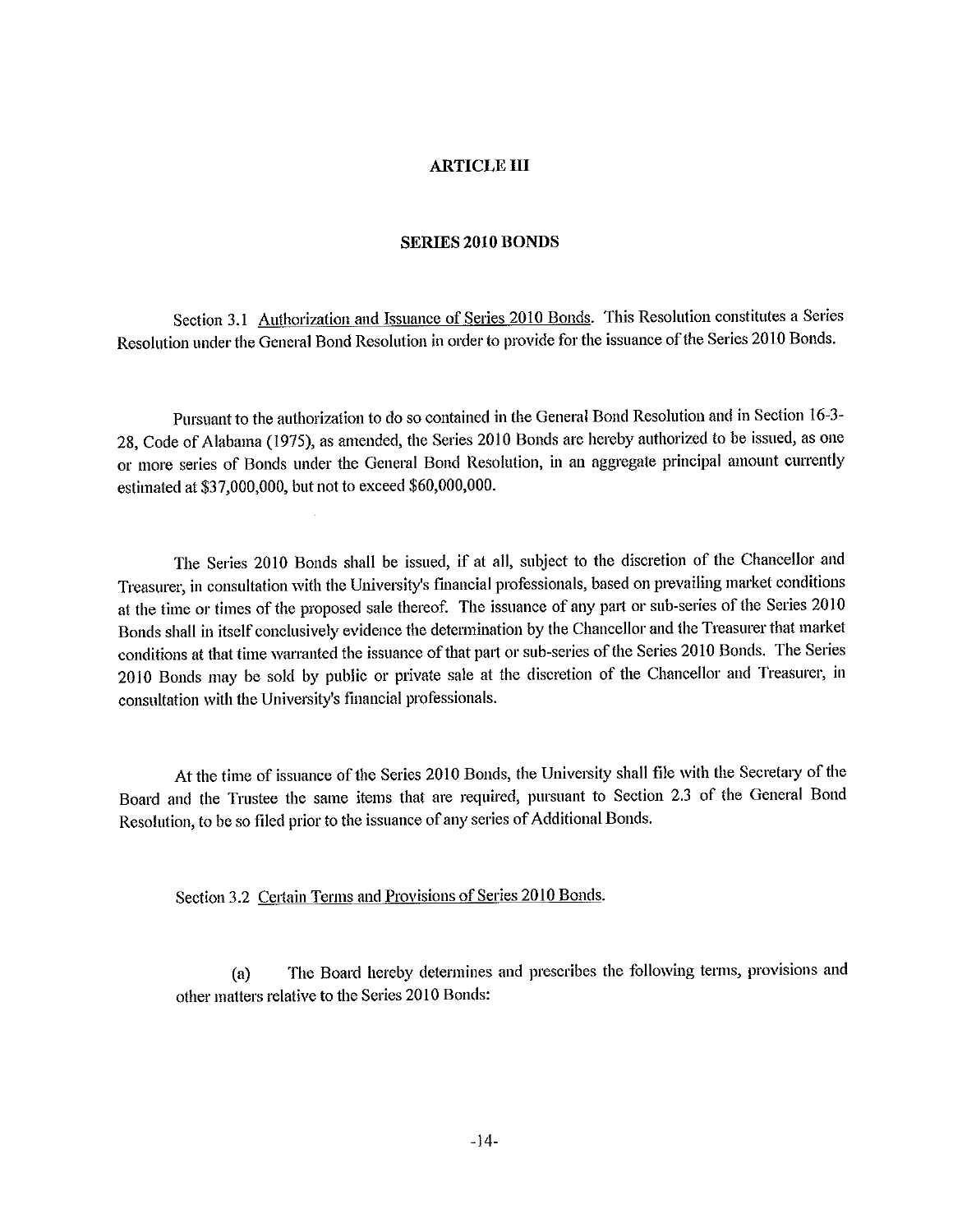## ARTICLE III

## SERIES 2010 BONDS

Section 3.1 Authorization and Issuance of Series 2010 Bonds. This Resolution constitutes a Series Resolution under the General Bond Resolution in order to provide for the issuance of the Series 2010 Bonds.

Pursuant to the authorization to do so contained in the General Bond Resolution and in Section 16-3-28, Code of Alabama (1975), as amended, the Series 2010 Bonds are hereby authorized to be issued, as one or more series of Bonds under the General Bond Resolution, in an aggregate principal amount currently estimated at $37,000,000, but not to exceed $60,000,000.

The Series 2010 Bonds shall be issued, if at all, subject to the discretion of the Chancellor and Treasurer, in consultation with the University's financial professionals, based on prevailing market conditions at the time or times of the proposed sale thereof. The issuance of any part or sub-series of the Series 2010 Bonds shall in itself conclusively evidence the determination by the Chancellor and the Treasurer that market conditions at that time warranted the issuance of that part or sub-series of the Series 2010 Bonds. The Series 2010 Bonds may be sold by public or private sale at the discretion of the Chancellor and Treasurer, in consultation with the University's financial professionals.

At the time of issuance of the Series 2010 Bonds, the University shall file with the Secretary of the Board and the Trustee the same items that are required, pursuant to Section 2.3 of the General Bond Resolution, to be so filed prior to the issuance of any series of Additional Bonds.

Section 3.2 Certain Terms and Provisions of Series 2010 Bonds.

(a) The Board hereby determines and prescribes the following terms, provisions and other matters relative to the Series 2010 Bonds: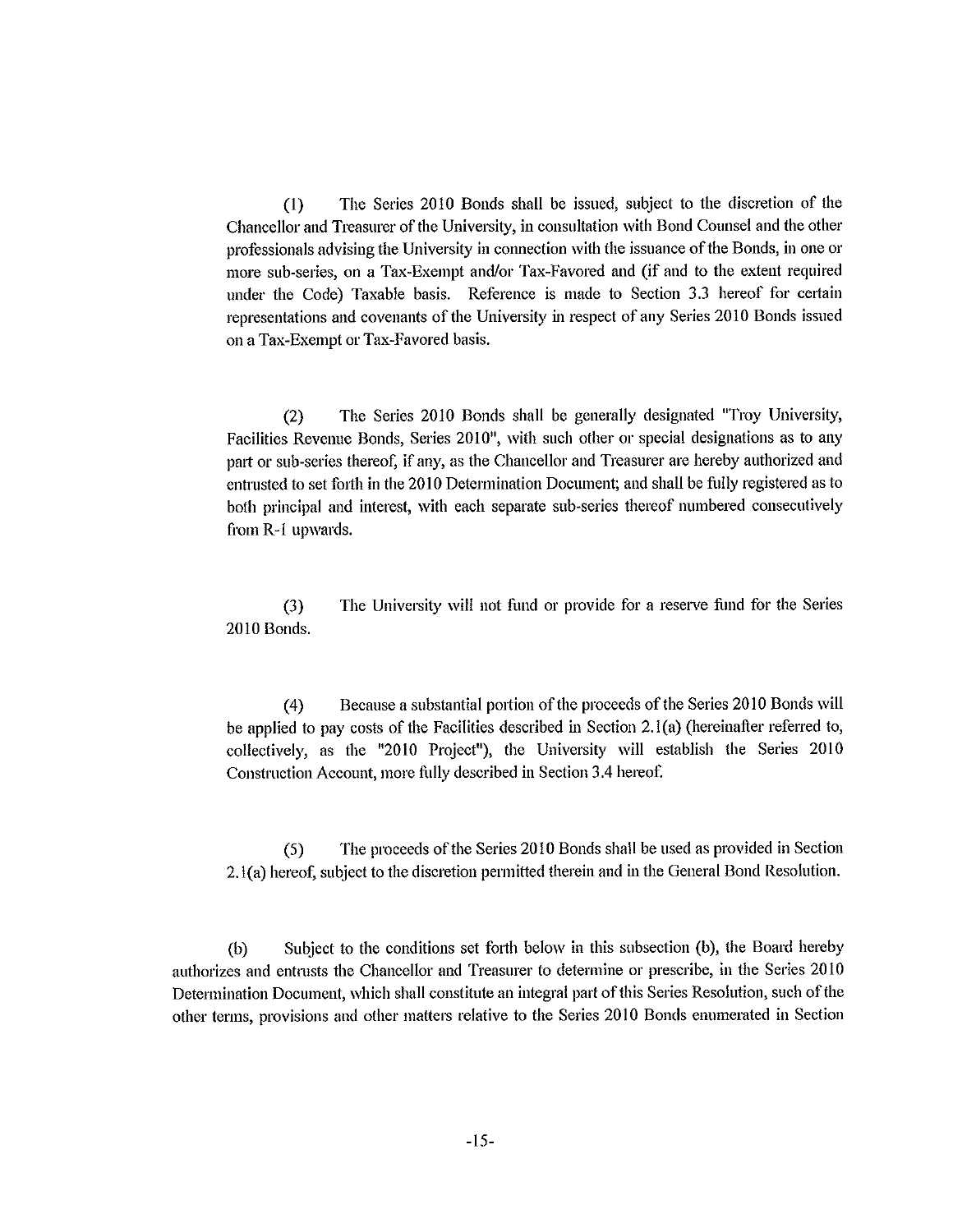(1) The Series 2010 Bonds shall be issued, subject to the discretion of the Chancellor and Treasurer of the University, in consultation with Bond Counsel and the other professionals advising the University in connection with the issuance of the Bonds, in one or more sub-series, on a Tax-Exempt and/or Tax-Favored and (if and to the extent required under the Code) Taxable basis. Reference is made to Section 3.3 hereof for certain representations and covenants of the University in respect of any Series 2010 Bonds issued on a Tax-Exempt or Tax-Favored basis.

(2) The Series 2010 Bonds shall be generally designated "Troy University, Facilities Revenue Bonds, Series 2010", with such other or special designations as to any part or sub-series thereof, if any, as the Chancellor and Treasurer are hereby authorized and entrusted to set forth in the 2010 Determination Document; and shall be fully registered as to both principal and interest, with each separate sub-series thereof numbered consecutively from R-1 upwards.

(3) The University will not fund or provide for a reserve fund for the Series 2010 Bonds.

(4) Because a substantial portion of the proceeds of the Series 2010 Bonds will be applied to pay costs of the Facilities described in Section 2.1(a) (hereinafter referred to, collectively, as the "2010 Project"), the University will establish the Series 2010 Construction Account, more fully described in Section 3.4 hereof.

(5) The proceeds of the Series 2010 Bonds shall be used as provided in Section 2.1(a) hereof, subject to the discretion permitted therein and in the General Bond Resolution.

(b) Subject to the conditions set forth below in this subsection (b), the Board hereby authorizes and entrusts the Chancellor and Treasurer to determine or prescribe, in the Series 2010 Determination Document, which shall constitute an integral part of this Series Resolution, such of the other terms, provisions and other matters relative to the Series 2010 Bonds enumerated in Section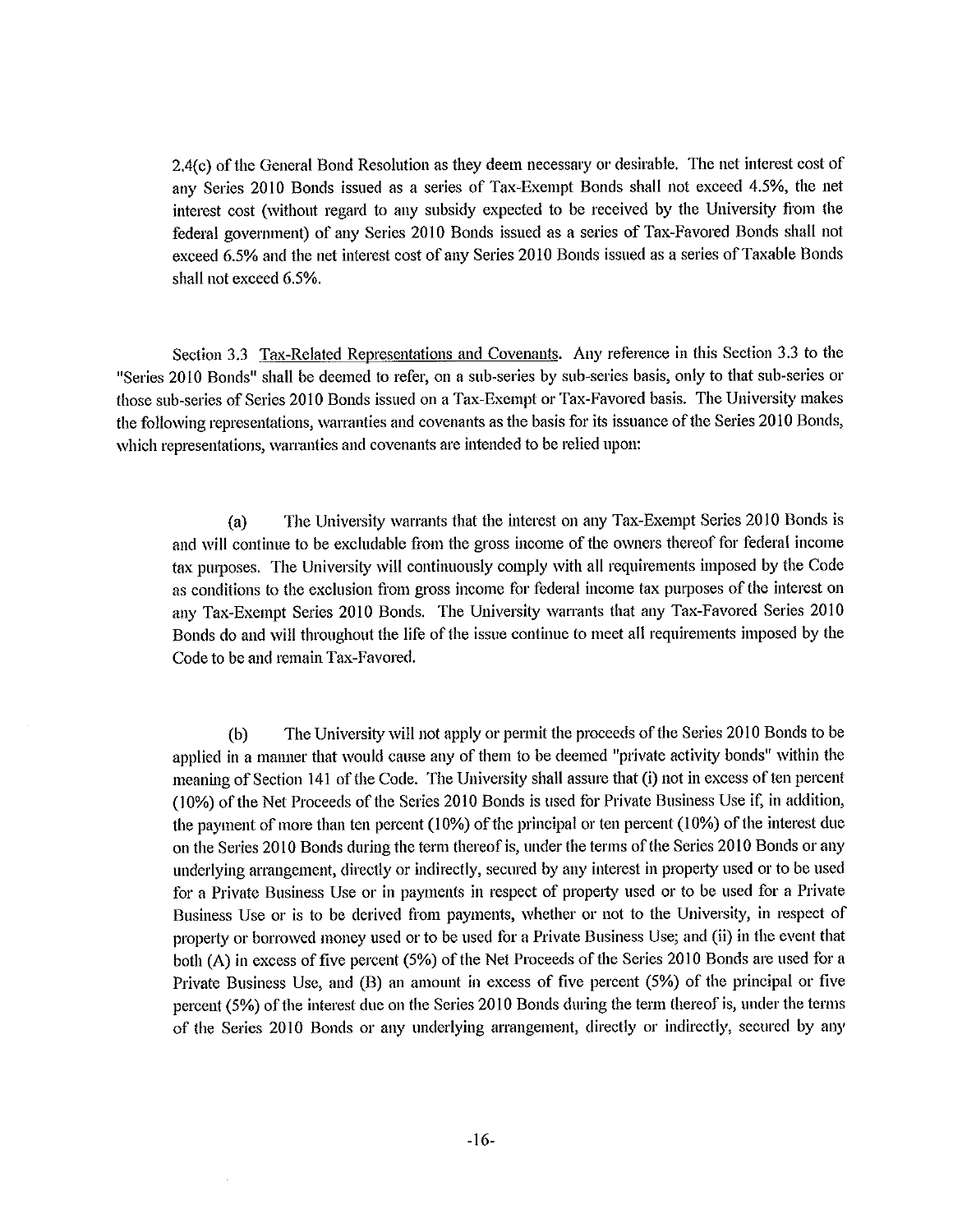2.4(c) of the General Bond Resolution as they deem necessary or desirable. The net interest cost of any Series 2010 Bonds issued as a series of Tax-Exempt Bonds shall not exceed 4.5%, the net interest cost (without regard to any subsidy expected to be received by the University from the federal government) of any Series 2010 Bonds issued as a series of Tax-Favored Bonds shall not exceed 6.5% and the net interest cost of any Series 2010 Bonds issued as a series of Taxable Bonds shall not exceed 6.5%.

Section 3.3 Tax-Related Representations and Covenants. Any reference in this Section 3.3 to the "Series 2010 Bonds" shall be deemed to refer, on a sub-series by sub-series basis, only to that sub-series or those sub-series of Series 2010 Bonds issued on a Tax-Exempt or Tax-Favored basis. The University makes the following representations, warranties and covenants as the basis for its issuance of the Series 2010 Bonds, which representations, warranties and covenants are intended to be relied upon:

(a) The University warrants that the interest on any Tax-Exempt Series 2010 Bonds is and will continue to be excludable from the gross income of the owners thereof for federal income tax purposes. The University will continuously comply with all requirements imposed by the Code as conditions to the exclusion from gross income for federal income tax purposes of the interest on any Tax-Exempt Series 2010 Bonds. The University warrants that any Tax-Favored Series 2010 Bonds do and will throughout the life of the issue continue to meet all requirements imposed by the Code to be and remain Tax-Favored.

(b) The University will not apply or permit the proceeds of the Series 2010 Bonds to be applied in a manner that would cause any of them to be deemed "private activity bonds" within the meaning of Section 141 of the Code. The University shall assure that (i) not in excess of ten percent (10%) of the Net Proceeds of the Series 2010 Bonds is used for Private Business Use if, in addition, the payment of more than ten percent (10%) of the principal or ten percent (10%) of the interest due on the Series 2010 Bonds during the term thereof is, under the terms of the Series 2010 Bonds or any underlying arrangement, directly or indirectly, secured by any interest in property used or to be used for a Private Business Use or in payments in respect of property used or to be used for a Private Business Use or is to be derived from payments, whether or not to the University, in respect of property or borrowed money used or to be used for a Private Business Use; and (ii) in the event that both (A) in excess of five percent (5%) of the Net Proceeds of the Series 2010 Bonds are used for a Private Business Use, and (B) an amount in excess of five percent (5%) of the principal or five percent (5%) of the interest due on the Series 2010 Bonds during the term thereof is, under the terms of the Series 2010 Bonds or any underlying arrangement, directly or indirectly, secured by any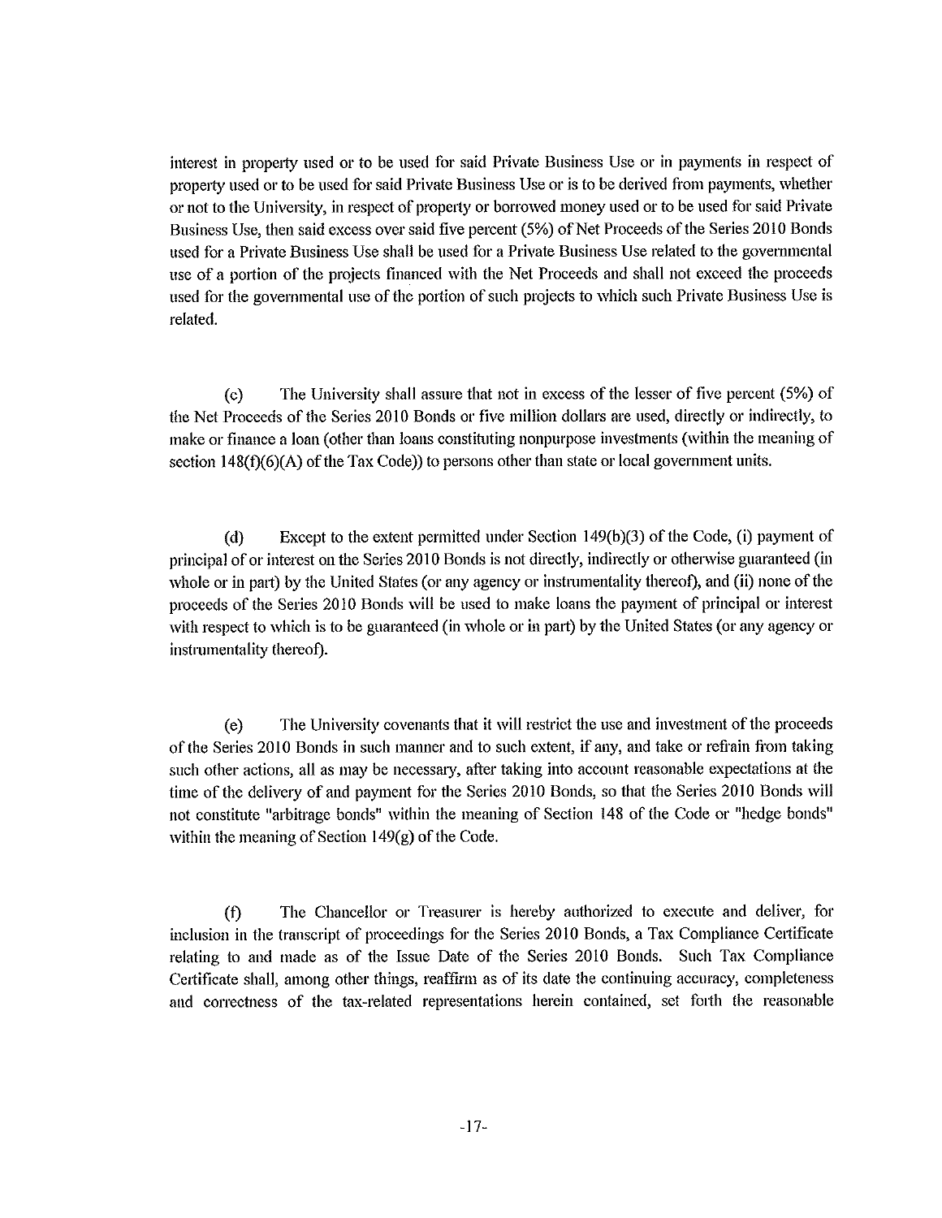interest in property used or to be used for said Private Business Use or in payments in respect of property used or to be used for said Private Business Use or is to be derived from payments, whether or not to the University, in respect of property or borrowed money used or to be used for said Private Business Use, then said excess over said five percent (5%) of Net Proceeds of the Series 2010 Bonds used for a Private Business Use shall be used for a Private Business Use related to the governmental use of a portion of the projects financed with the Net Proceeds and shall not exceed the proceeds used for the governmental use of the portion of such projects to which such Private Business Use is related.

(c) The University shall assure that not in excess of the lesser of five percent (5%) of the Net Proceeds of the Series 2010 Bonds or five million dollars are used, directly or indirectly, to make or finance a loan (other than loans constituting nonpurpose investments (within the meaning of section 148(f)(6)(A) of the Tax Code)) to persons other than state or local government units.

(d) Except to the extent permitted under Section 149(b)(3) of the Code, (i) payment of principal of or interest on the Series 2010 Bonds is not directly, indirectly or otherwise guaranteed (in whole or in part) by the United States (or any agency or instrumentality thereof), and (ii) none of the proceeds of the Series 2010 Bonds will be used to make loans the payment of principal or interest with respect to which is to be guaranteed (in whole or in part) by the United States (or any agency or instrumentality thereof).

(e) The University covenants that it will restrict the use and investment of the proceeds of the Series 2010 Bonds in such manner and to such extent, if any, and take or refrain from taking such other actions, all as may be necessary, after taking into account reasonable expectations at the time of the delivery of and payment for the Series 2010 Bonds, so that the Series 2010 Bonds will not constitute "arbitrage bonds" within the meaning of Section 148 of the Code or "hedge bonds" within the meaning of Section 149(g) of the Code.

(f) The Chancellor or Treasurer is hereby authorized to execute and deliver, for inclusion in the transcript of proceedings for the Series 2010 Bonds, a Tax Compliance Certificate relating to and made as of the Issue Date of the Series 2010 Bonds. Such Tax Compliance Certificate shall, among other things, reaffirm as of its date the continuing accuracy, completeness and correctness of the tax-related representations herein contained, set forth the reasonable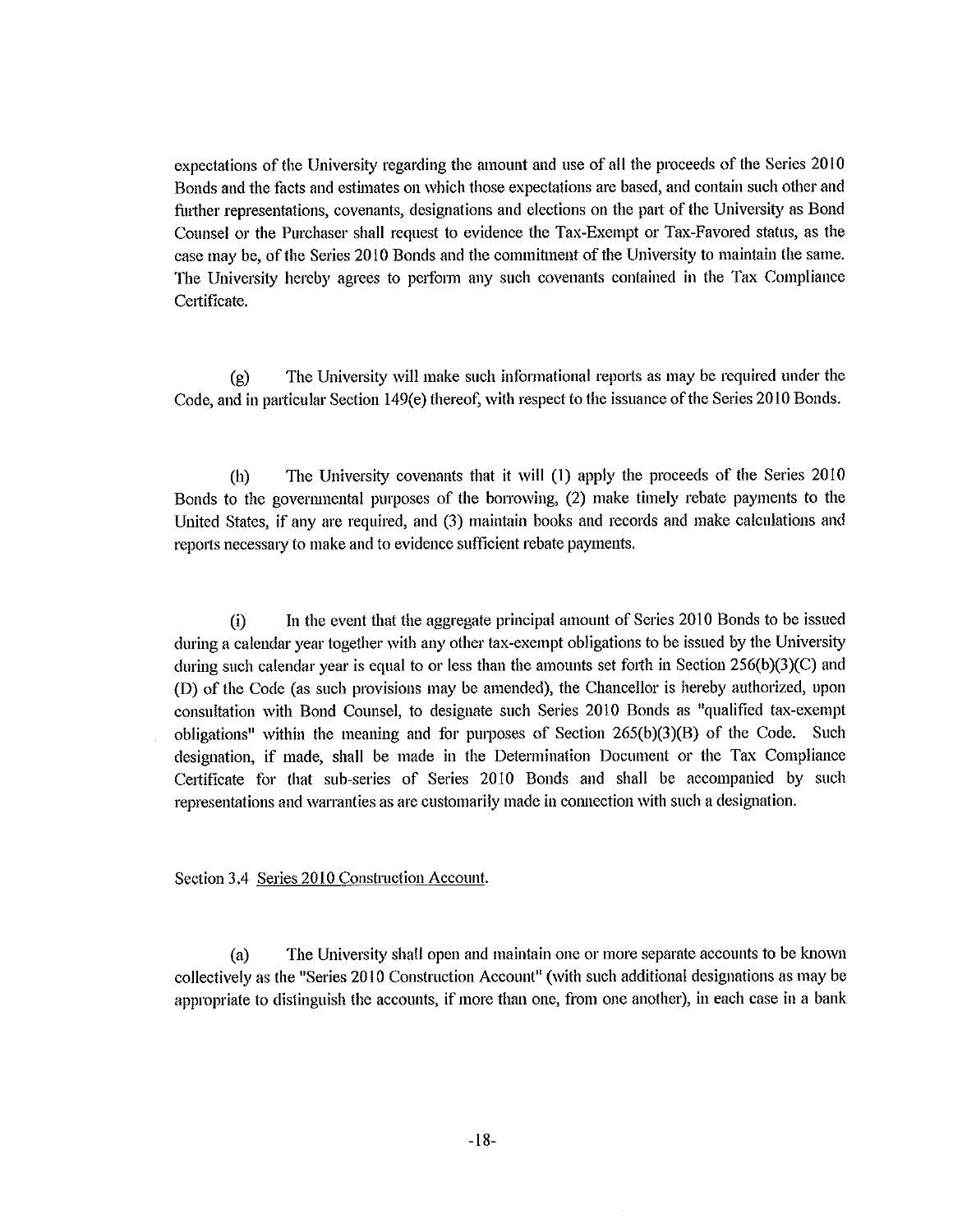expectations of the University regarding the amount and use of all the proceeds of the Series 2010 Bonds and the facts and estimates on which those expectations are based, and contain such other and further representations, covenants, designations and elections on the part of the University as Bond Counsel or the Purchaser shall request to evidence the Tax-Exempt or Tax-Favored status, as the case may be, of the Series 2010 Bonds and the commitment of the University to maintain the same. The University hereby agrees to perform any such covenants contained in the Tax Compliance Certificate.

(g) The University will make such informational reports as may be required under the Code, and in particular Section 149(e) thereof, with respect to the issuance of the Series 2010 Bonds.

(h) The University covenants that it will (1) apply the proceeds of the Series 2010 Bonds to the governmental purposes of the borrowing, (2) make timely rebate payments to the United States, if any are required, and (3) maintain books and records and make calculations and reports necessary to make and to evidence sufficient rebate payments.

(i) In the event that the aggregate principal amount of Series 2010 Bonds to be issued during a calendar year together with any other tax-exempt obligations to be issued by the University during such calendar year is equal to or less than the amounts set forth in Section 256(b)(3)(C) and (D) of the Code (as such provisions may be amended), the Chancellor is hereby authorized, upon consultation with Bond Counsel, to designate such Series 2010 Bonds as "qualified tax-exempt obligations" within the meaning and for purposes of Section 265(b)(3)(B) of the Code. Such designation, if made, shall be made in the Determination Document or the Tax Compliance Certificate for that sub-series of Series 2010 Bonds and shall be accompanied by such representations and warranties as are customarily made in connection with such a designation.

Section 3.4 Series 2010 Construction Account.

(a) The University shall open and maintain one or more separate accounts to be known collectively as the "Series 2010 Construction Account" (with such additional designations as may be appropriate to distinguish the accounts, if more than one, from one another), in each case in a bank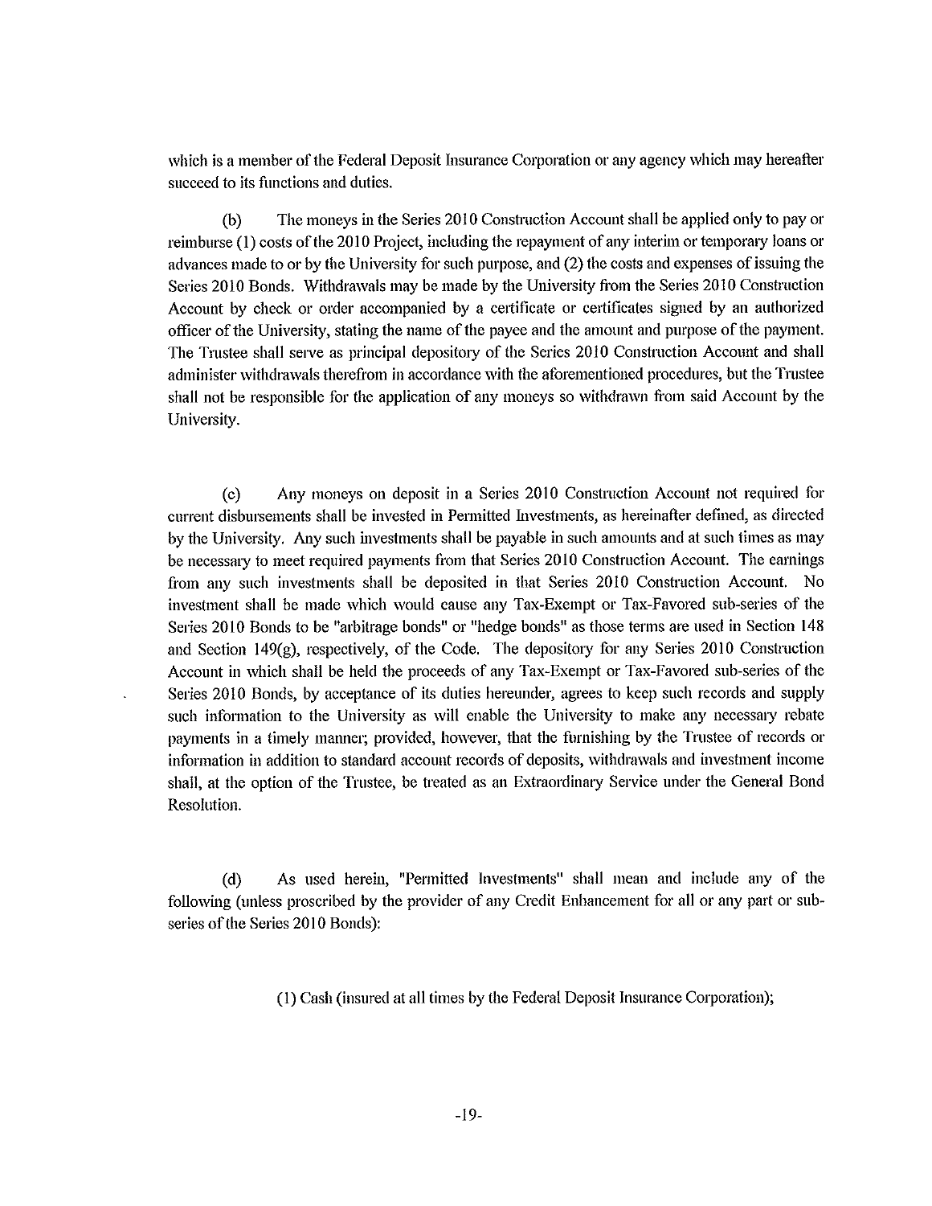which is a member of the Federal Deposit Insurance Corporation or any agency which may hereafter succeed to its functions and duties.

(b) The moneys in the Series 2010 Construction Account shall be applied only to pay or reimburse (1) costs of the 2010 Project, including the repayment of any interim or temporary loans or advances made to or by the University for such purpose, and (2) the costs and expenses of issuing the Series 2010 Bonds. Withdrawals may be made by the University from the Series 2010 Construction Account by check or order accompanied by a certificate or certificates signed by an authorized officer of the University, stating the name of the payee and the amount and purpose of the payment. The Trustee shall serve as principal depository of the Series 2010 Construction Account and shall administer withdrawals therefrom in accordance with the aforementioned procedures, but the Trustee shall not be responsible for the application of any moneys so withdrawn from said Account by the University.

(c) Any moneys on deposit in a Series 2010 Construction Account not required for current disbursements shall be invested in Permitted Investments, as hereinafter defined, as directed by the University. Any such investments shall be payable in such amounts and at such times as may be necessary to meet required payments from that Series 2010 Construction Account. The earnings from any such investments shall be deposited in that Series 2010 Construction Account. No investment shall be made which would cause any Tax-Exempt or Tax-Favored sub-series of the Series 2010 Bonds to be "arbitrage bonds" or "hedge bonds" as those terms are used in Section 148 and Section 149(g), respectively, of the Code. The depository for any Series 2010 Construction Account in which shall be held the proceeds of any Tax-Exempt or Tax-Favored sub-series of the Series 2010 Bonds, by acceptance of its duties hereunder, agrees to keep such records and supply such information to the University as will enable the University to make any necessary rebate payments in a timely manner; provided, however, that the furnishing by the Trustee of records or information in addition to standard account records of deposits, withdrawals and investment income shall, at the option of the Trustee, be treated as an Extraordinary Service under the General Bond Resolution.

(d) As used herein, "Permitted Investments" shall mean and include any of the following (unless proscribed by the provider of any Credit Enhancement for all or any part or sub-series of the Series 2010 Bonds):

(1) Cash (insured at all times by the Federal Deposit Insurance Corporation);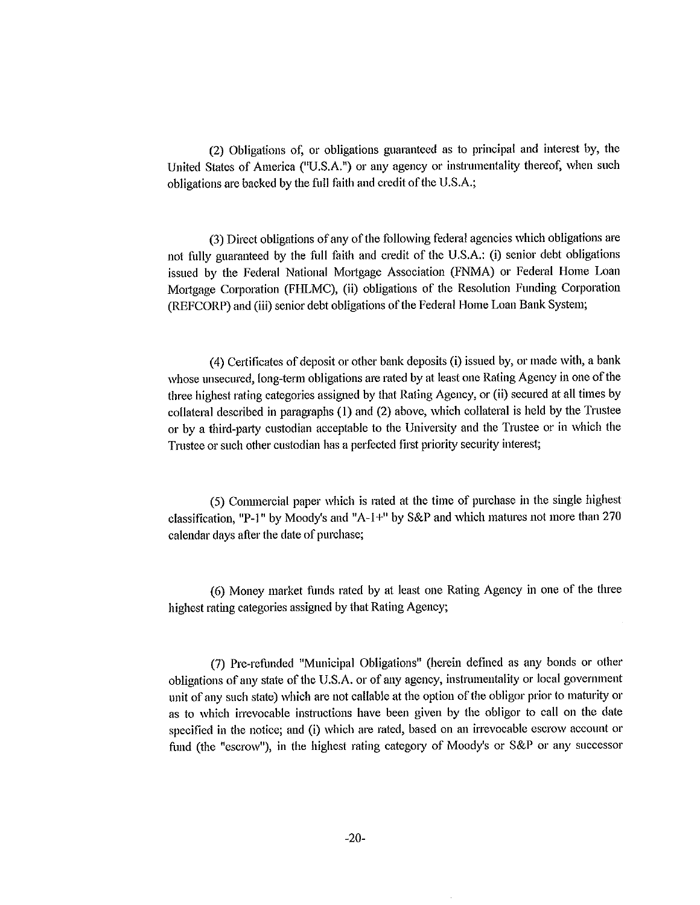(2) Obligations of, or obligations guaranteed as to principal and interest by, the United States of America ("U.S.A.") or any agency or instrumentality thereof, when such obligations are backed by the full faith and credit of the U.S.A.;

(3) Direct obligations of any of the following federal agencies which obligations are not fully guaranteed by the full faith and credit of the U.S.A.: (i) senior debt obligations issued by the Federal National Mortgage Association (FNMA) or Federal Home Loan Mortgage Corporation (FHLMC), (ii) obligations of the Resolution Funding Corporation (REFCORP) and (iii) senior debt obligations of the Federal Home Loan Bank System;

(4) Certificates of deposit or other bank deposits (i) issued by, or made with, a bank whose unsecured, long-term obligations are rated by at least one Rating Agency in one of the three highest rating categories assigned by that Rating Agency, or (ii) secured at all times by collateral described in paragraphs (1) and (2) above, which collateral is held by the Trustee or by a third-party custodian acceptable to the University and the Trustee or in which the Trustee or such other custodian has a perfected first priority security interest;

(5) Commercial paper which is rated at the time of purchase in the single highest classification, "P-1" by Moody's and "A-1+" by S&P and which matures not more than 270 calendar days after the date of purchase;

(6) Money market funds rated by at least one Rating Agency in one of the three highest rating categories assigned by that Rating Agency;

(7) Pre-refunded "Municipal Obligations" (herein defined as any bonds or other obligations of any state of the U.S.A. or of any agency, instrumentality or local government unit of any such state) which are not callable at the option of the obligor prior to maturity or as to which irrevocable instructions have been given by the obligor to call on the date specified in the notice; and (i) which are rated, based on an irrevocable escrow account or fund (the "escrow"), in the highest rating category of Moody's or S&P or any successor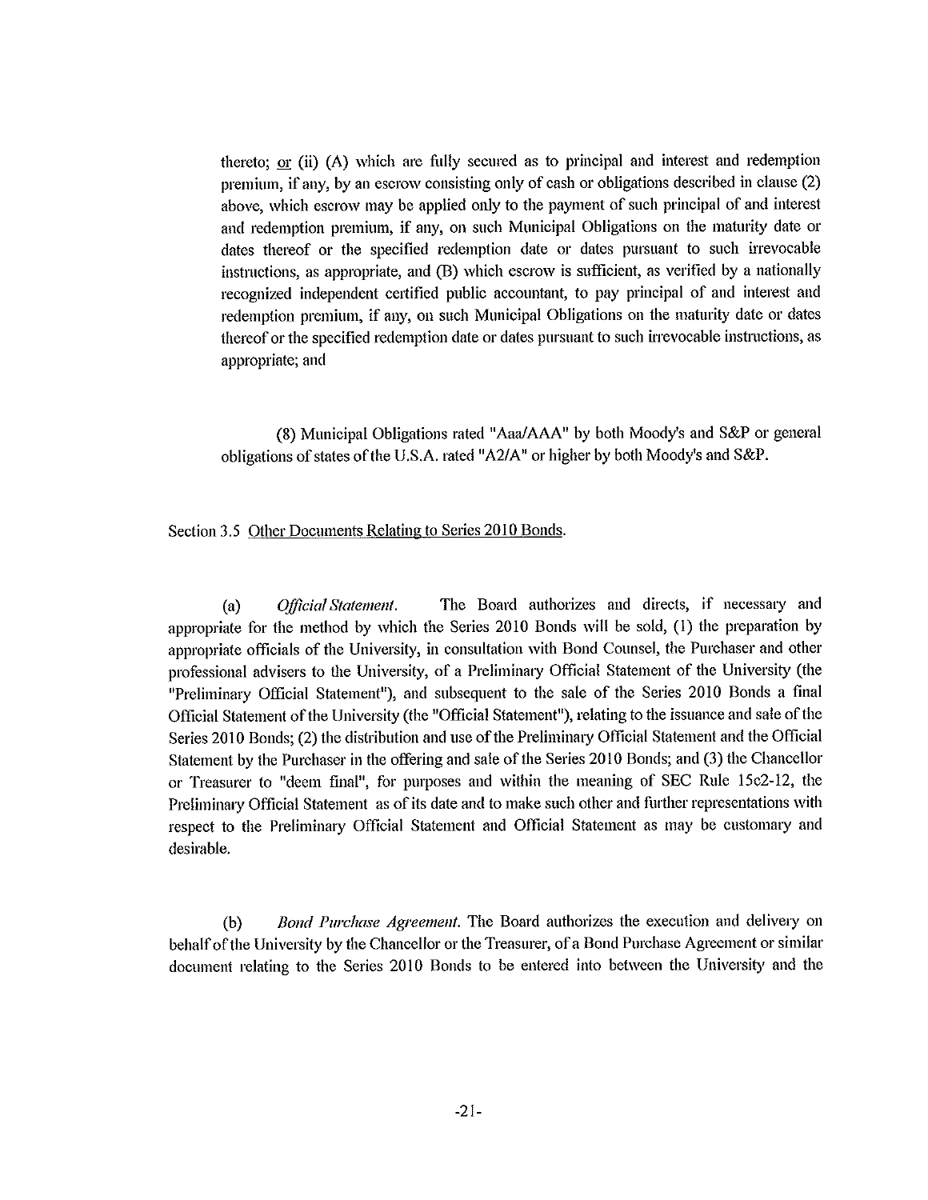thereto; <u>or</u> (ii) (A) which are fully secured as to principal and interest and redemption premium, if any, by an escrow consisting only of cash or obligations described in clause (2) above, which escrow may be applied only to the payment of such principal of and interest and redemption premium, if any, on such Municipal Obligations on the maturity date or dates thereof or the specified redemption date or dates pursuant to such irrevocable instructions, as appropriate, and (B) which escrow is sufficient, as verified by a nationally recognized independent certified public accountant, to pay principal of and interest and redemption premium, if any, on such Municipal Obligations on the maturity date or dates thereof or the specified redemption date or dates pursuant to such irrevocable instructions, as appropriate; and

(8) Municipal Obligations rated "Aaa/AAA" by both Moody's and S&P or general obligations of states of the U.S.A. rated "A2/A" or higher by both Moody's and S&P.

Section 3.5 <u>Other Documents Relating to Series 2010 Bonds</u>.

(a) *Official Statement.* The Board authorizes and directs, if necessary and appropriate for the method by which the Series 2010 Bonds will be sold, (1) the preparation by appropriate officials of the University, in consultation with Bond Counsel, the Purchaser and other professional advisers to the University, of a Preliminary Official Statement of the University (the "Preliminary Official Statement"), and subsequent to the sale of the Series 2010 Bonds a final Official Statement of the University (the "Official Statement"), relating to the issuance and sale of the Series 2010 Bonds; (2) the distribution and use of the Preliminary Official Statement and the Official Statement by the Purchaser in the offering and sale of the Series 2010 Bonds; and (3) the Chancellor or Treasurer to "deem final", for purposes and within the meaning of SEC Rule 15c2-12, the Preliminary Official Statement as of its date and to make such other and further representations with respect to the Preliminary Official Statement and Official Statement as may be customary and desirable.

(b) *Bond Purchase Agreement.* The Board authorizes the execution and delivery on behalf of the University by the Chancellor or the Treasurer, of a Bond Purchase Agreement or similar document relating to the Series 2010 Bonds to be entered into between the University and the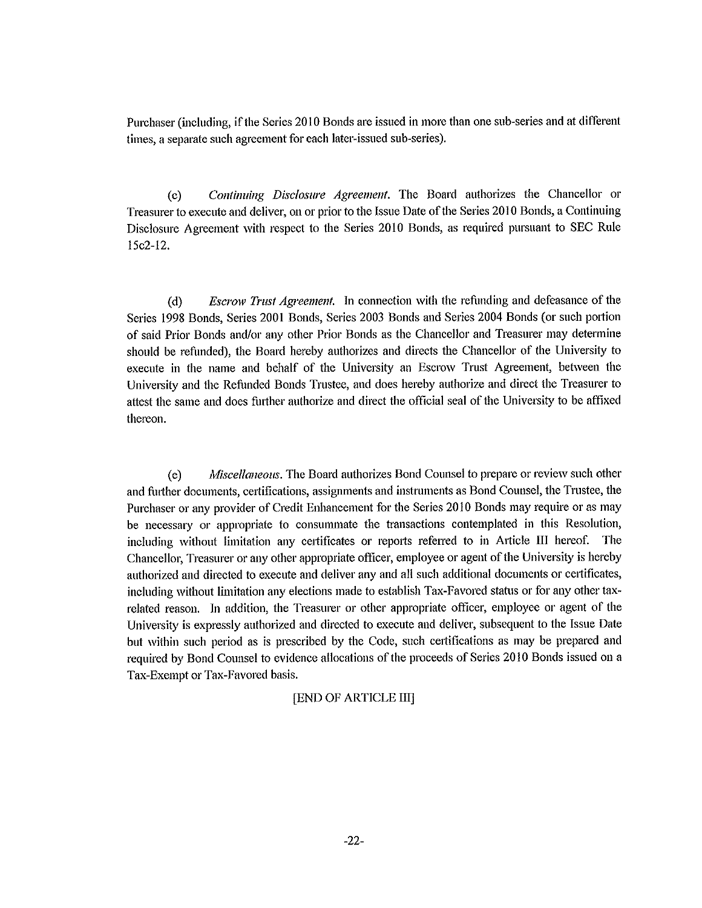Purchaser (including, if the Series 2010 Bonds are issued in more than one sub-series and at different times, a separate such agreement for each later-issued sub-series).

(c) *Continuing Disclosure Agreement.* The Board authorizes the Chancellor or Treasurer to execute and deliver, on or prior to the Issue Date of the Series 2010 Bonds, a Continuing Disclosure Agreement with respect to the Series 2010 Bonds, as required pursuant to SEC Rule 15c2-12.

(d) *Escrow Trust Agreement.* In connection with the refunding and defeasance of the Series 1998 Bonds, Series 2001 Bonds, Series 2003 Bonds and Series 2004 Bonds (or such portion of said Prior Bonds and/or any other Prior Bonds as the Chancellor and Treasurer may determine should be refunded), the Board hereby authorizes and directs the Chancellor of the University to execute in the name and behalf of the University an Escrow Trust Agreement, between the University and the Refunded Bonds Trustee, and does hereby authorize and direct the Treasurer to attest the same and does further authorize and direct the official seal of the University to be affixed thereon.

(e) *Miscellaneous.* The Board authorizes Bond Counsel to prepare or review such other and further documents, certifications, assignments and instruments as Bond Counsel, the Trustee, the Purchaser or any provider of Credit Enhancement for the Series 2010 Bonds may require or as may be necessary or appropriate to consummate the transactions contemplated in this Resolution, including without limitation any certificates or reports referred to in Article III hereof. The Chancellor, Treasurer or any other appropriate officer, employee or agent of the University is hereby authorized and directed to execute and deliver any and all such additional documents or certificates, including without limitation any elections made to establish Tax-Favored status or for any other tax-related reason. In addition, the Treasurer or other appropriate officer, employee or agent of the University is expressly authorized and directed to execute and deliver, subsequent to the Issue Date but within such period as is prescribed by the Code, such certifications as may be prepared and required by Bond Counsel to evidence allocations of the proceeds of Series 2010 Bonds issued on a Tax-Exempt or Tax-Favored basis.

[END OF ARTICLE III]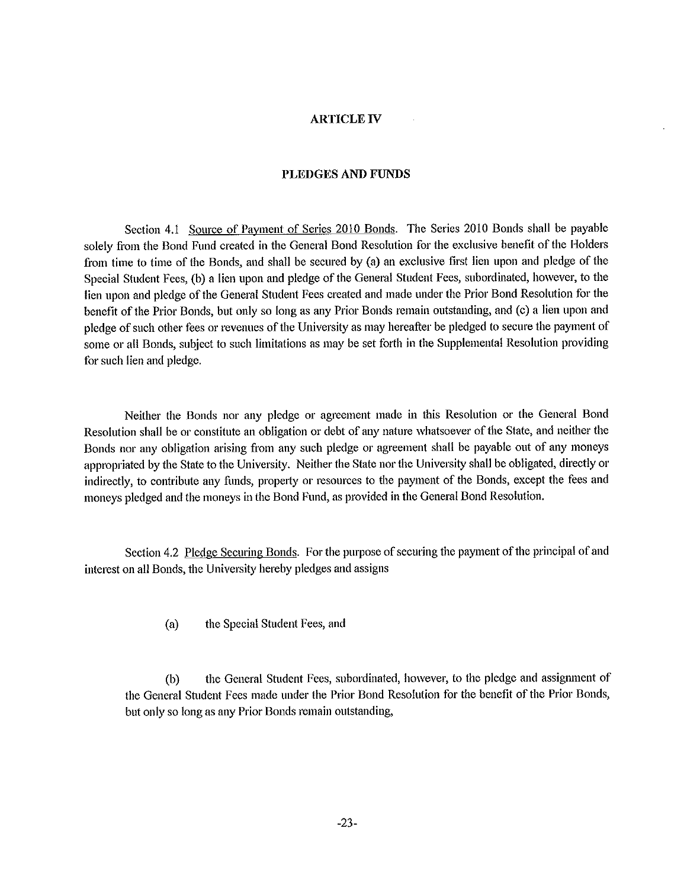## ARTICLE IV

## PLEDGES AND FUNDS

Section 4.1 Source of Payment of Series 2010 Bonds. The Series 2010 Bonds shall be payable solely from the Bond Fund created in the General Bond Resolution for the exclusive benefit of the Holders from time to time of the Bonds, and shall be secured by (a) an exclusive first lien upon and pledge of the Special Student Fees, (b) a lien upon and pledge of the General Student Fees, subordinated, however, to the lien upon and pledge of the General Student Fees created and made under the Prior Bond Resolution for the benefit of the Prior Bonds, but only so long as any Prior Bonds remain outstanding, and (c) a lien upon and pledge of such other fees or revenues of the University as may hereafter be pledged to secure the payment of some or all Bonds, subject to such limitations as may be set forth in the Supplemental Resolution providing for such lien and pledge.

Neither the Bonds nor any pledge or agreement made in this Resolution or the General Bond Resolution shall be or constitute an obligation or debt of any nature whatsoever of the State, and neither the Bonds nor any obligation arising from any such pledge or agreement shall be payable out of any moneys appropriated by the State to the University. Neither the State nor the University shall be obligated, directly or indirectly, to contribute any funds, property or resources to the payment of the Bonds, except the fees and moneys pledged and the moneys in the Bond Fund, as provided in the General Bond Resolution.

Section 4.2 Pledge Securing Bonds. For the purpose of securing the payment of the principal of and interest on all Bonds, the University hereby pledges and assigns

(a) the Special Student Fees, and

(b) the General Student Fees, subordinated, however, to the pledge and assignment of the General Student Fees made under the Prior Bond Resolution for the benefit of the Prior Bonds, but only so long as any Prior Bonds remain outstanding,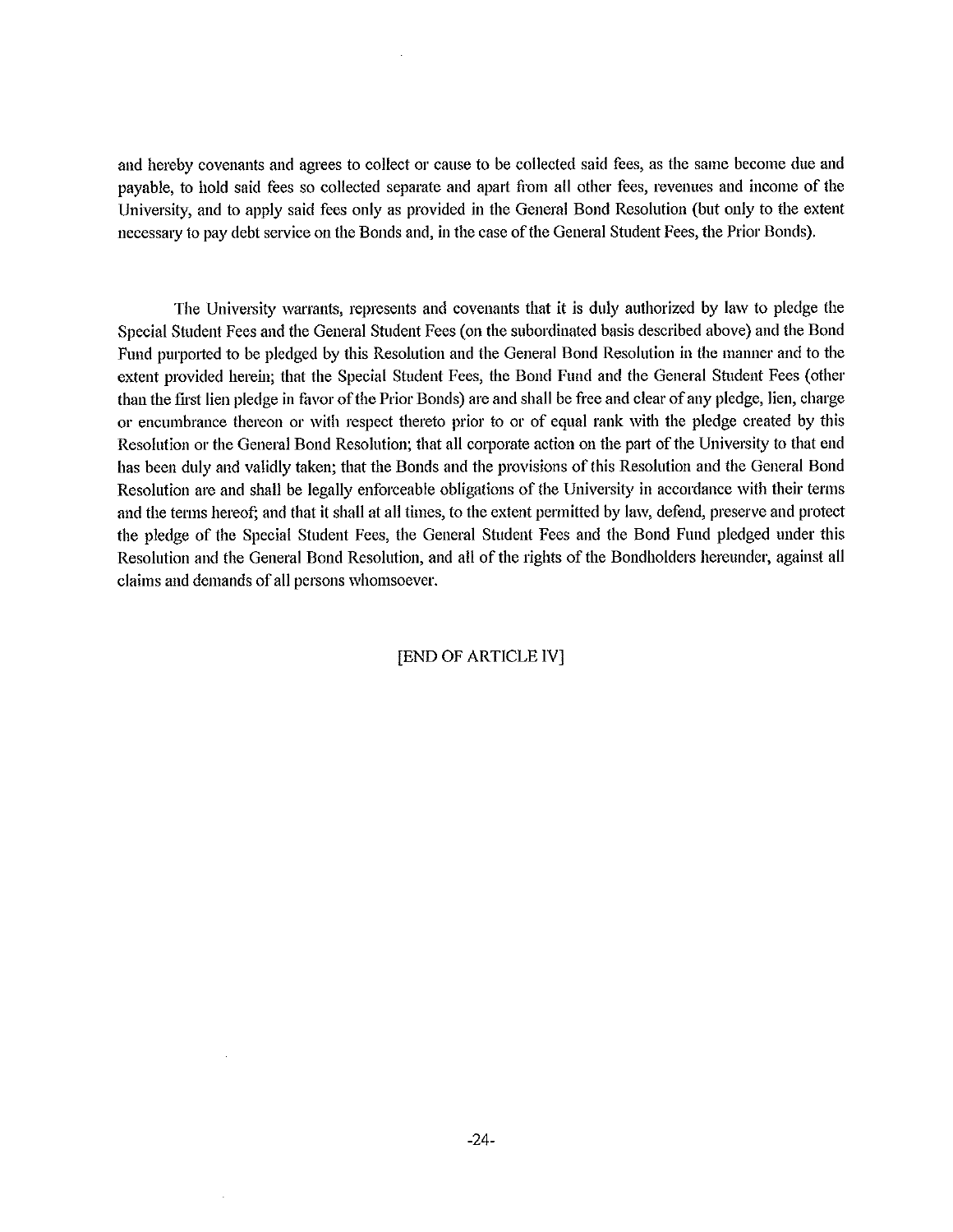and hereby covenants and agrees to collect or cause to be collected said fees, as the same become due and payable, to hold said fees so collected separate and apart from all other fees, revenues and income of the University, and to apply said fees only as provided in the General Bond Resolution (but only to the extent necessary to pay debt service on the Bonds and, in the case of the General Student Fees, the Prior Bonds).

The University warrants, represents and covenants that it is duly authorized by law to pledge the Special Student Fees and the General Student Fees (on the subordinated basis described above) and the Bond Fund purported to be pledged by this Resolution and the General Bond Resolution in the manner and to the extent provided herein; that the Special Student Fees, the Bond Fund and the General Student Fees (other than the first lien pledge in favor of the Prior Bonds) are and shall be free and clear of any pledge, lien, charge or encumbrance thereon or with respect thereto prior to or of equal rank with the pledge created by this Resolution or the General Bond Resolution; that all corporate action on the part of the University to that end has been duly and validly taken; that the Bonds and the provisions of this Resolution and the General Bond Resolution are and shall be legally enforceable obligations of the University in accordance with their terms and the terms hereof; and that it shall at all times, to the extent permitted by law, defend, preserve and protect the pledge of the Special Student Fees, the General Student Fees and the Bond Fund pledged under this Resolution and the General Bond Resolution, and all of the rights of the Bondholders hereunder, against all claims and demands of all persons whomsoever.

[END OF ARTICLE IV]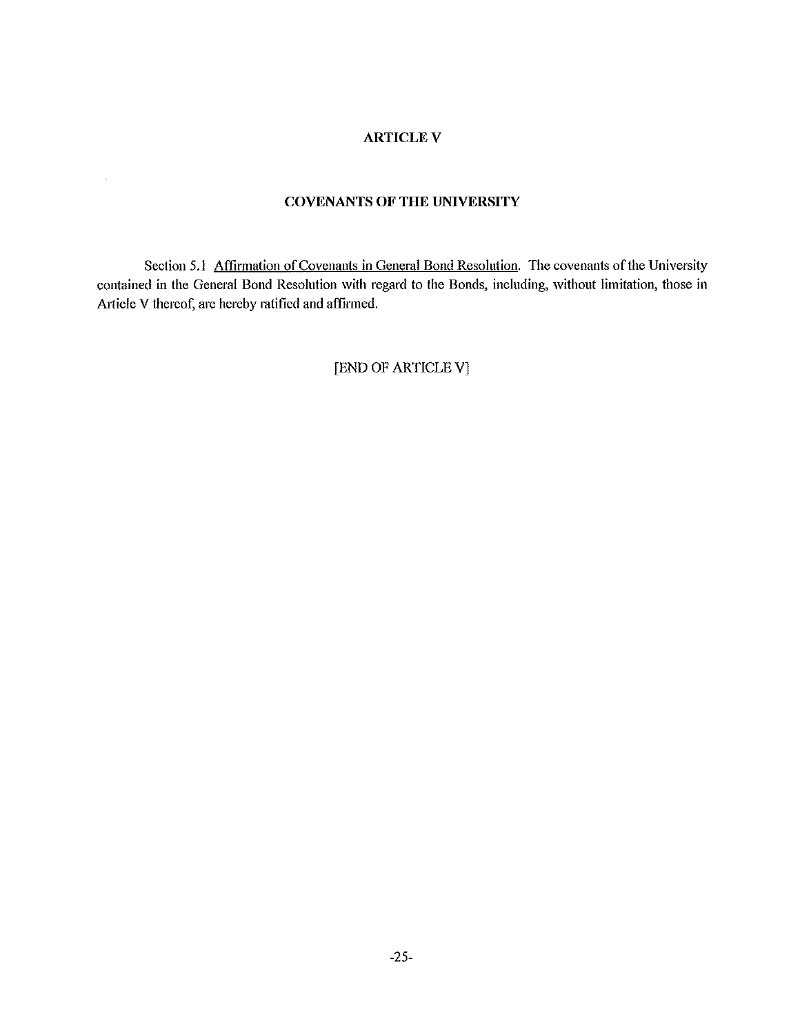# ARTICLE V

## COVENANTS OF THE UNIVERSITY

Section 5.1 Affirmation of Covenants in General Bond Resolution. The covenants of the University contained in the General Bond Resolution with regard to the Bonds, including, without limitation, those in Article V thereof, are hereby ratified and affirmed.

[END OF ARTICLE V]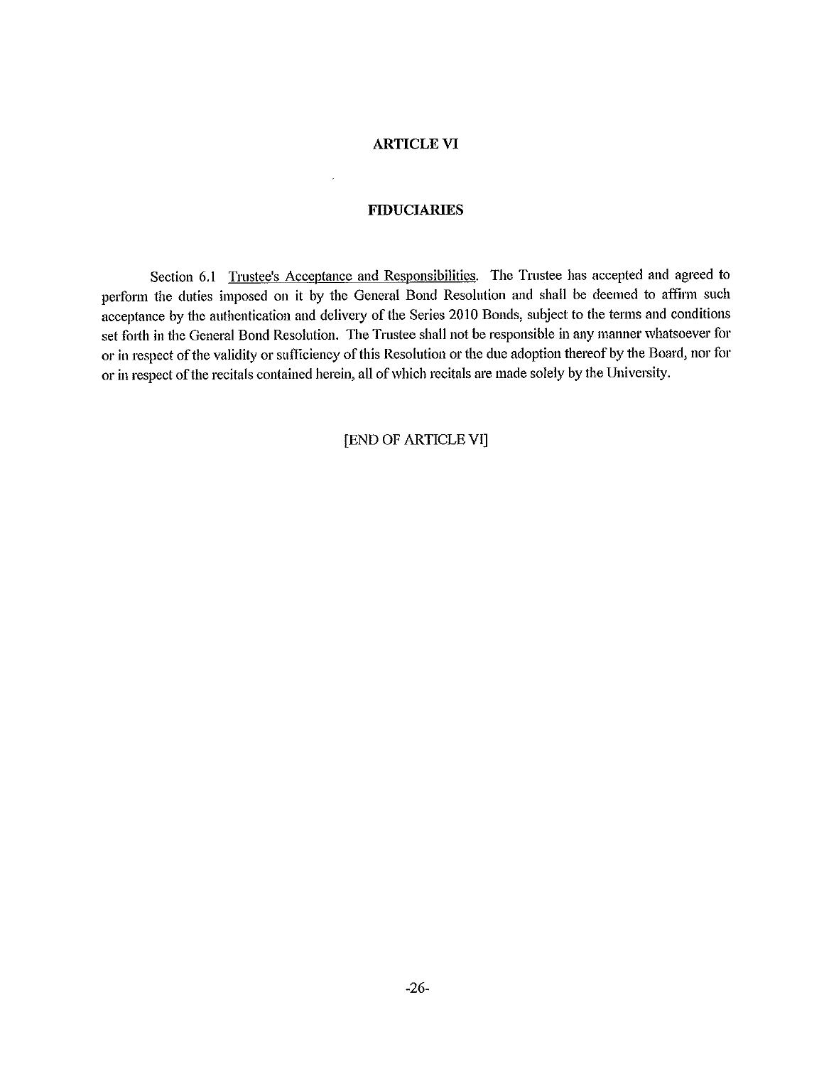# ARTICLE VI

## FIDUCIARIES

Section 6.1 Trustee's Acceptance and Responsibilities. The Trustee has accepted and agreed to perform the duties imposed on it by the General Bond Resolution and shall be deemed to affirm such acceptance by the authentication and delivery of the Series 2010 Bonds, subject to the terms and conditions set forth in the General Bond Resolution. The Trustee shall not be responsible in any manner whatsoever for or in respect of the validity or sufficiency of this Resolution or the due adoption thereof by the Board, nor for or in respect of the recitals contained herein, all of which recitals are made solely by the University.

[END OF ARTICLE VI]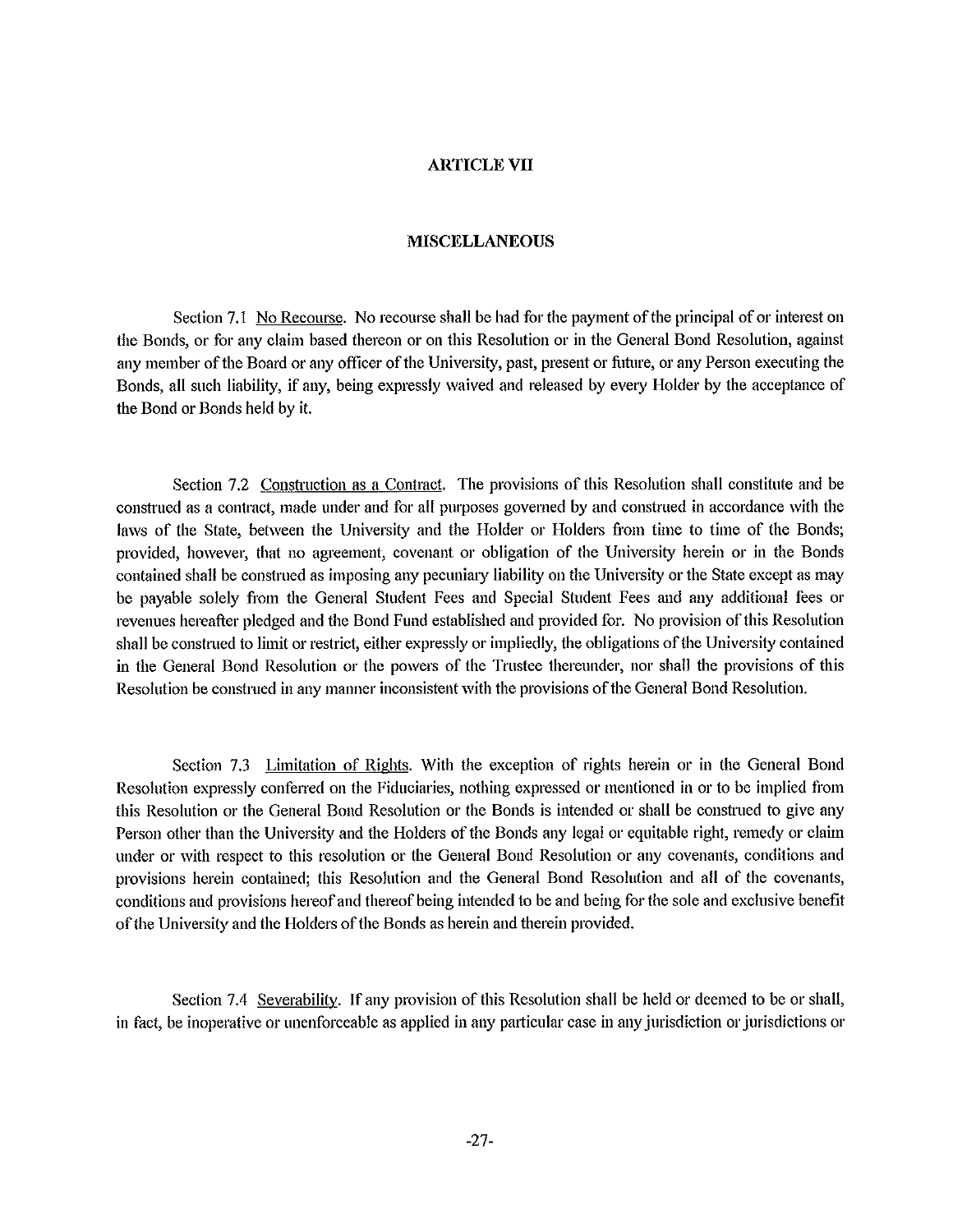## ARTICLE VII

## MISCELLANEOUS

Section 7.1 No Recourse. No recourse shall be had for the payment of the principal of or interest on the Bonds, or for any claim based thereon or on this Resolution or in the General Bond Resolution, against any member of the Board or any officer of the University, past, present or future, or any Person executing the Bonds, all such liability, if any, being expressly waived and released by every Holder by the acceptance of the Bond or Bonds held by it.

Section 7.2 Construction as a Contract. The provisions of this Resolution shall constitute and be construed as a contract, made under and for all purposes governed by and construed in accordance with the laws of the State, between the University and the Holder or Holders from time to time of the Bonds; provided, however, that no agreement, covenant or obligation of the University herein or in the Bonds contained shall be construed as imposing any pecuniary liability on the University or the State except as may be payable solely from the General Student Fees and Special Student Fees and any additional fees or revenues hereafter pledged and the Bond Fund established and provided for. No provision of this Resolution shall be construed to limit or restrict, either expressly or impliedly, the obligations of the University contained in the General Bond Resolution or the powers of the Trustee thereunder, nor shall the provisions of this Resolution be construed in any manner inconsistent with the provisions of the General Bond Resolution.

Section 7.3 Limitation of Rights. With the exception of rights herein or in the General Bond Resolution expressly conferred on the Fiduciaries, nothing expressed or mentioned in or to be implied from this Resolution or the General Bond Resolution or the Bonds is intended or shall be construed to give any Person other than the University and the Holders of the Bonds any legal or equitable right, remedy or claim under or with respect to this resolution or the General Bond Resolution or any covenants, conditions and provisions herein contained; this Resolution and the General Bond Resolution and all of the covenants, conditions and provisions hereof and thereof being intended to be and being for the sole and exclusive benefit of the University and the Holders of the Bonds as herein and therein provided.

Section 7.4 Severability. If any provision of this Resolution shall be held or deemed to be or shall, in fact, be inoperative or unenforceable as applied in any particular case in any jurisdiction or jurisdictions or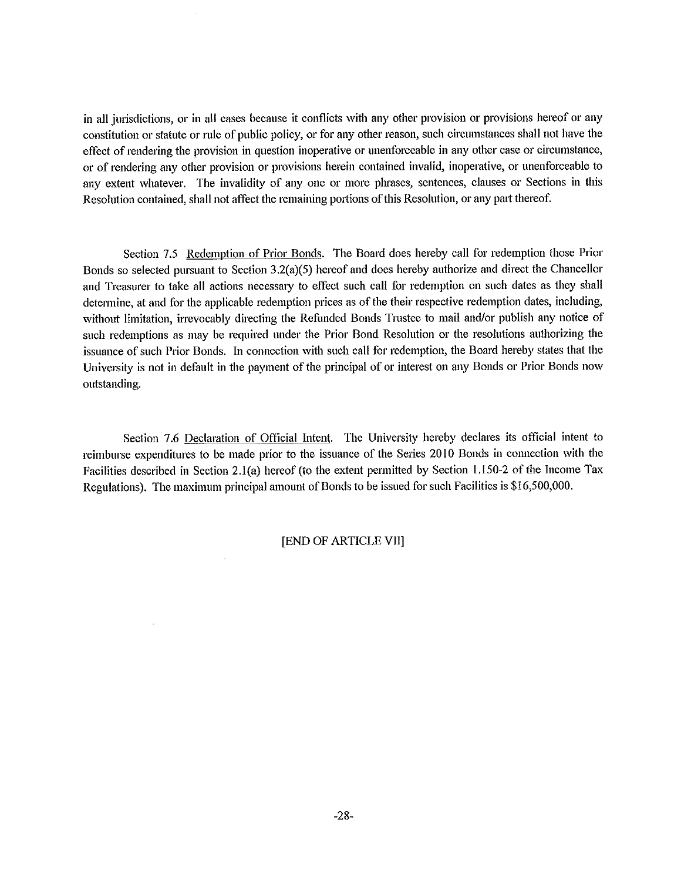in all jurisdictions, or in all cases because it conflicts with any other provision or provisions hereof or any constitution or statute or rule of public policy, or for any other reason, such circumstances shall not have the effect of rendering the provision in question inoperative or unenforceable in any other case or circumstance, or of rendering any other provision or provisions herein contained invalid, inoperative, or unenforceable to any extent whatever. The invalidity of any one or more phrases, sentences, clauses or Sections in this Resolution contained, shall not affect the remaining portions of this Resolution, or any part thereof.

Section 7.5 Redemption of Prior Bonds. The Board does hereby call for redemption those Prior Bonds so selected pursuant to Section 3.2(a)(5) hereof and does hereby authorize and direct the Chancellor and Treasurer to take all actions necessary to effect such call for redemption on such dates as they shall determine, at and for the applicable redemption prices as of the their respective redemption dates, including, without limitation, irrevocably directing the Refunded Bonds Trustee to mail and/or publish any notice of such redemptions as may be required under the Prior Bond Resolution or the resolutions authorizing the issuance of such Prior Bonds. In connection with such call for redemption, the Board hereby states that the University is not in default in the payment of the principal of or interest on any Bonds or Prior Bonds now outstanding.

Section 7.6 Declaration of Official Intent. The University hereby declares its official intent to reimburse expenditures to be made prior to the issuance of the Series 2010 Bonds in connection with the Facilities described in Section 2.1(a) hereof (to the extent permitted by Section 1.150-2 of the Income Tax Regulations). The maximum principal amount of Bonds to be issued for such Facilities is $16,500,000.

[END OF ARTICLE VII]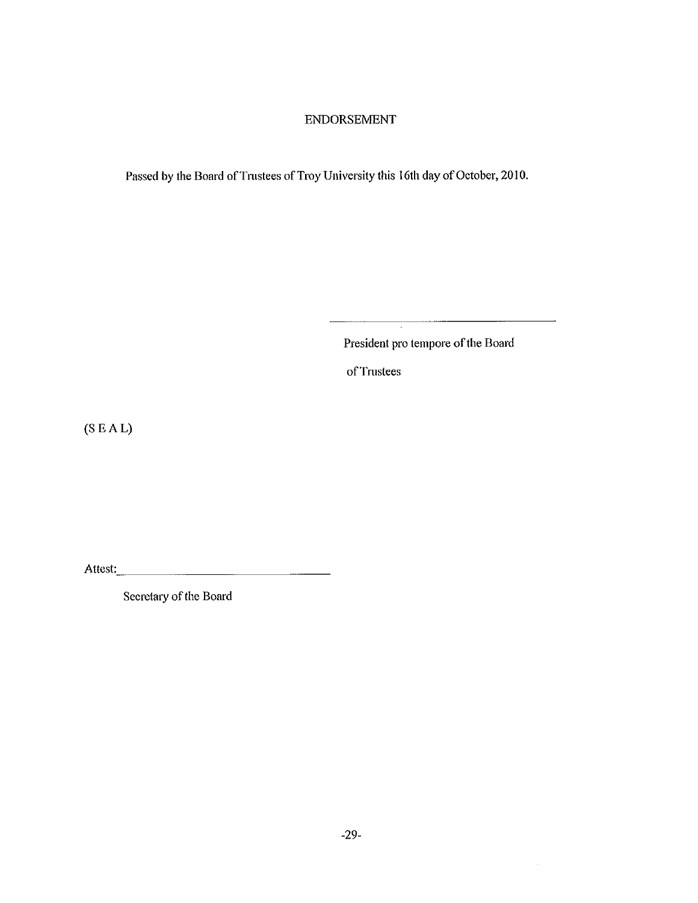# ENDORSEMENT

Passed by the Board of Trustees of Troy University this 16th day of October, 2010.

\_\_\_\_\_\_\_\_\_\_\_\_\_\_\_\_\_\_\_\_\_\_\_\_\_\_\_\_\_\_\_\_\_\_\_\_

President pro tempore of the Board

of Trustees

(S E A L)

Attest:\_\_\_\_\_\_\_\_\_\_\_\_\_\_\_\_\_\_\_\_\_\_\_\_\_\_\_\_\_\_\_\_\_\_\_\_

Secretary of the Board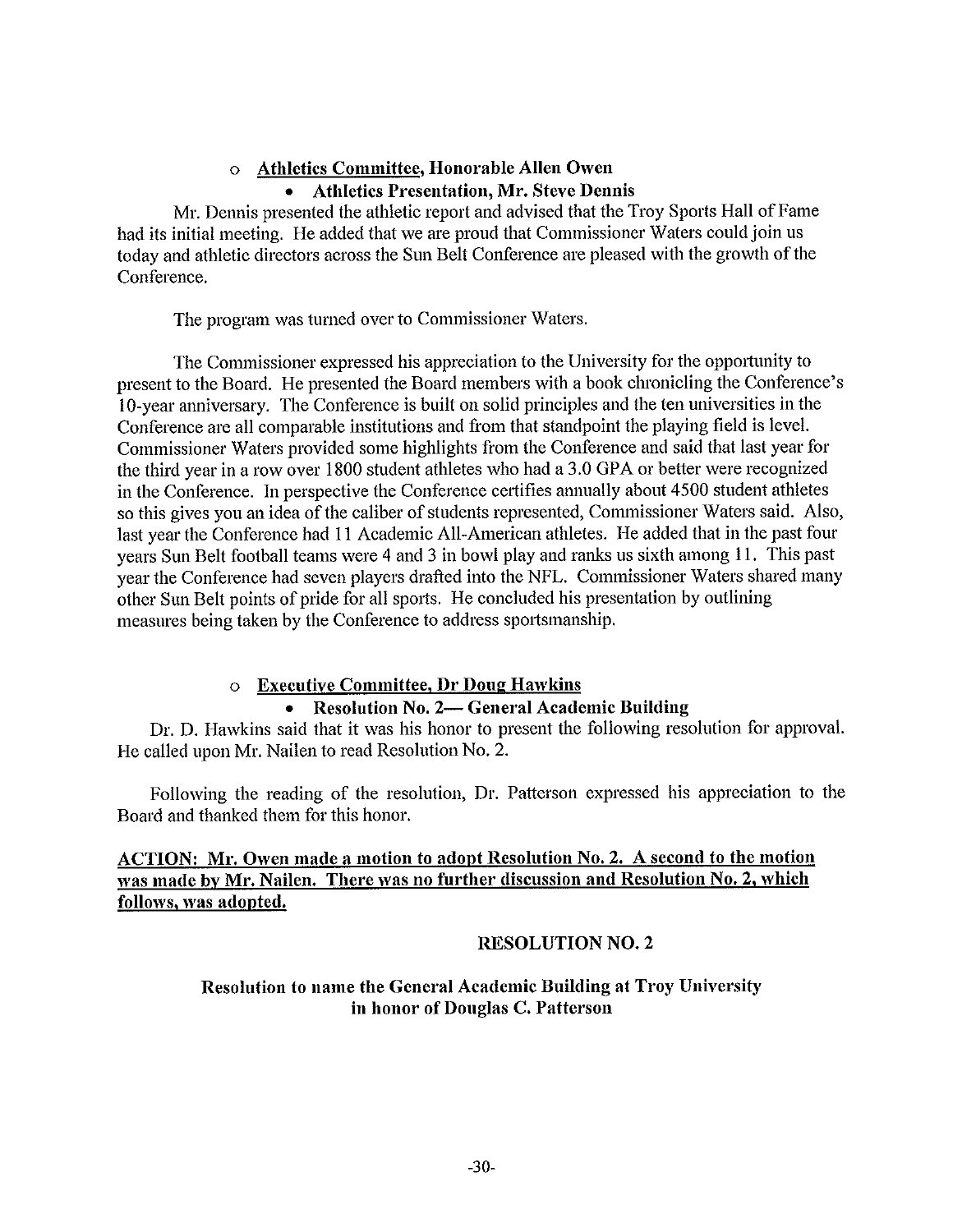- **Athletics Committee, Honorable Allen Owen**
  - **Athletics Presentation, Mr. Steve Dennis**

Mr. Dennis presented the athletic report and advised that the Troy Sports Hall of Fame had its initial meeting. He added that we are proud that Commissioner Waters could join us today and athletic directors across the Sun Belt Conference are pleased with the growth of the Conference.

The program was turned over to Commissioner Waters.

The Commissioner expressed his appreciation to the University for the opportunity to present to the Board. He presented the Board members with a book chronicling the Conference's 10-year anniversary. The Conference is built on solid principles and the ten universities in the Conference are all comparable institutions and from that standpoint the playing field is level. Commissioner Waters provided some highlights from the Conference and said that last year for the third year in a row over 1800 student athletes who had a 3.0 GPA or better were recognized in the Conference. In perspective the Conference certifies annually about 4500 student athletes so this gives you an idea of the caliber of students represented, Commissioner Waters said. Also, last year the Conference had 11 Academic All-American athletes. He added that in the past four years Sun Belt football teams were 4 and 3 in bowl play and ranks us sixth among 11. This past year the Conference had seven players drafted into the NFL. Commissioner Waters shared many other Sun Belt points of pride for all sports. He concluded his presentation by outlining measures being taken by the Conference to address sportsmanship.

- **Executive Committee, Dr Doug Hawkins**
  - **Resolution No. 2— General Academic Building**

Dr. D. Hawkins said that it was his honor to present the following resolution for approval. He called upon Mr. Nailen to read Resolution No. 2.

Following the reading of the resolution, Dr. Patterson expressed his appreciation to the Board and thanked them for this honor.

**ACTION: Mr. Owen made a motion to adopt Resolution No. 2. A second to the motion was made by Mr. Nailen. There was no further discussion and Resolution No. 2, which follows, was adopted.**

**RESOLUTION NO. 2**

**Resolution to name the General Academic Building at Troy University in honor of Douglas C. Patterson**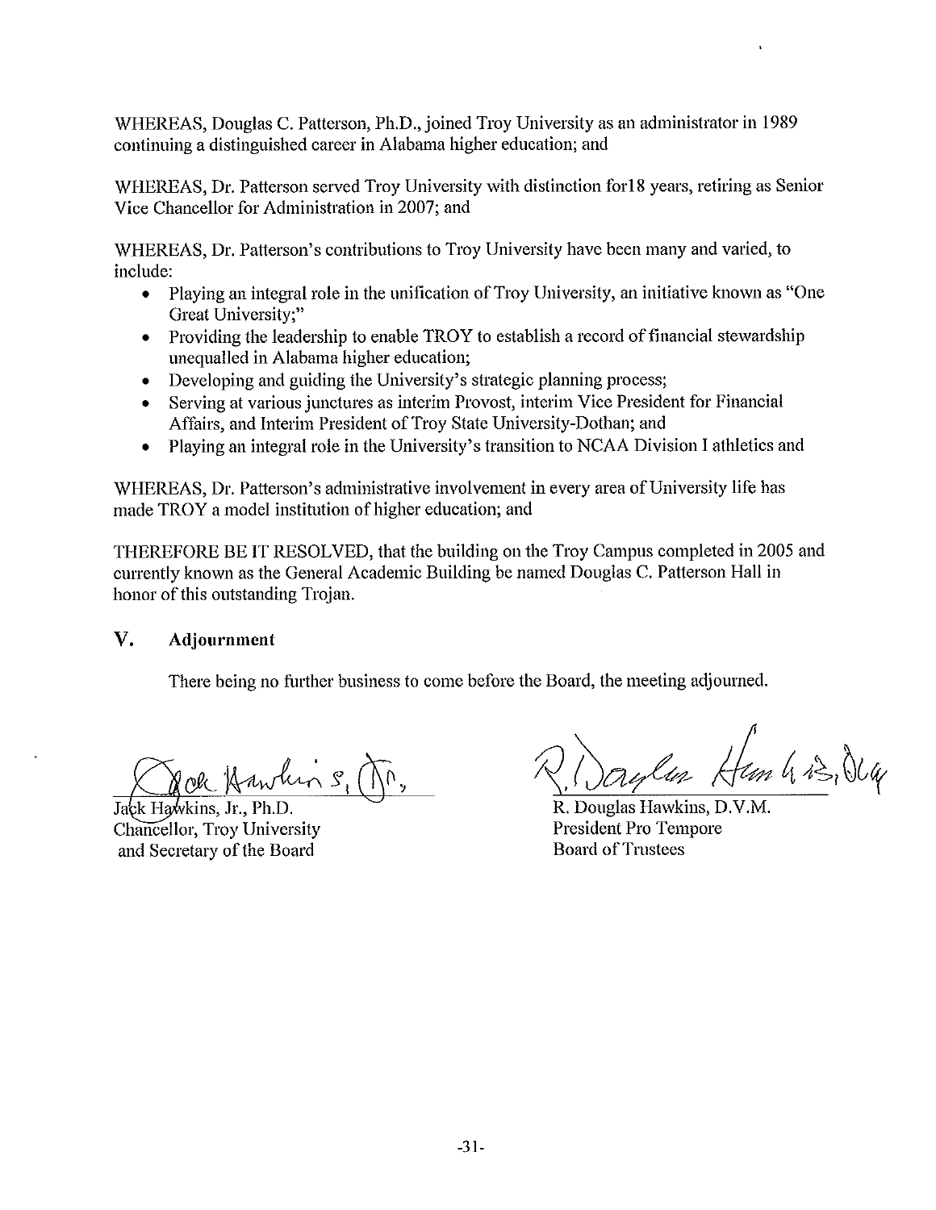WHEREAS, Douglas C. Patterson, Ph.D., joined Troy University as an administrator in 1989 continuing a distinguished career in Alabama higher education; and

WHEREAS, Dr. Patterson served Troy University with distinction for18 years, retiring as Senior Vice Chancellor for Administration in 2007; and

WHEREAS, Dr. Patterson's contributions to Troy University have been many and varied, to include:

- Playing an integral role in the unification of Troy University, an initiative known as "One Great University;"
- Providing the leadership to enable TROY to establish a record of financial stewardship unequalled in Alabama higher education;
- Developing and guiding the University's strategic planning process;
- Serving at various junctures as interim Provost, interim Vice President for Financial Affairs, and Interim President of Troy State University-Dothan; and
- Playing an integral role in the University's transition to NCAA Division I athletics and

WHEREAS, Dr. Patterson's administrative involvement in every area of University life has made TROY a model institution of higher education; and

THEREFORE BE IT RESOLVED, that the building on the Troy Campus completed in 2005 and currently known as the General Academic Building be named Douglas C. Patterson Hall in honor of this outstanding Trojan.

## V. Adjournment

There being no further business to come before the Board, the meeting adjourned.

Jack Hawkins, Jr., Ph.D.
Chancellor, Troy University
and Secretary of the Board

R. Douglas Hawkins, D.V.M.
President Pro Tempore
Board of Trustees